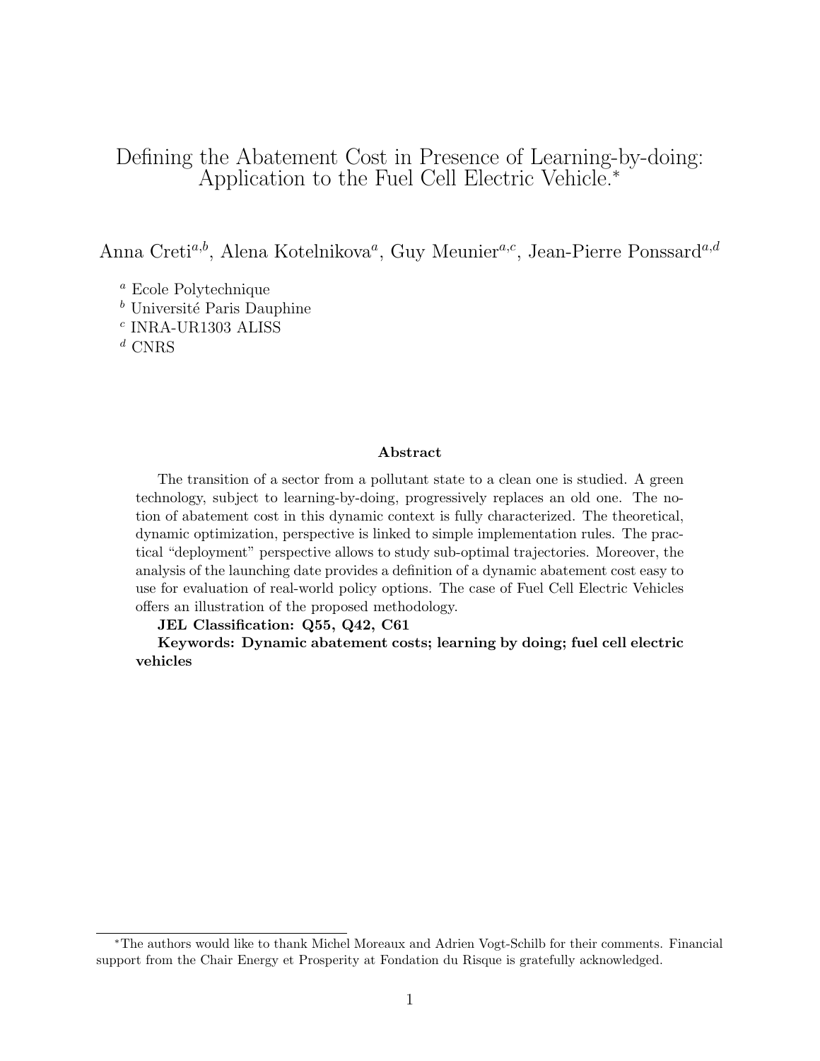# Defining the Abatement Cost in Presence of Learning-by-doing: Application to the Fuel Cell Electric Vehicle.*

Anna Creti[a,b], Alena Kotelnikova[a], Guy Meunier[a,c], Jean-Pierre Ponssard[a,d]

[a] Ecole Polytechnique
[b] Université Paris Dauphine
[c] INRA-UR1303 ALISS
[d] CNRS

### Abstract

The transition of a sector from a pollutant state to a clean one is studied. A green technology, subject to learning-by-doing, progressively replaces an old one. The notion of abatement cost in this dynamic context is fully characterized. The theoretical, dynamic optimization, perspective is linked to simple implementation rules. The practical "deployment" perspective allows to study sub-optimal trajectories. Moreover, the analysis of the launching date provides a definition of a dynamic abatement cost easy to use for evaluation of real-world policy options. The case of Fuel Cell Electric Vehicles offers an illustration of the proposed methodology.

**JEL Classification: Q55, Q42, C61**

**Keywords: Dynamic abatement costs; learning by doing; fuel cell electric vehicles**

---

*The authors would like to thank Michel Moreaux and Adrien Vogt-Schilb for their comments. Financial support from the Chair Energy et Prosperity at Fondation du Risque is gratefully acknowledged.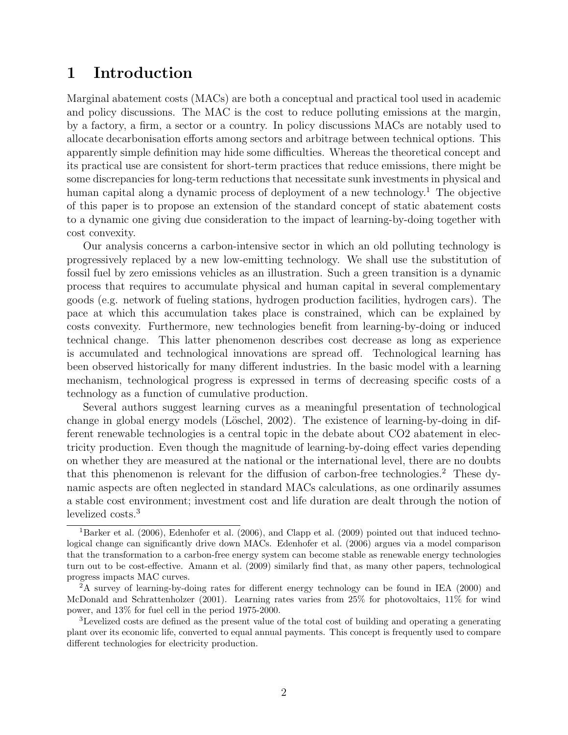# 1 Introduction

Marginal abatement costs (MACs) are both a conceptual and practical tool used in academic and policy discussions. The MAC is the cost to reduce polluting emissions at the margin, by a factory, a firm, a sector or a country. In policy discussions MACs are notably used to allocate decarbonisation efforts among sectors and arbitrage between technical options. This apparently simple definition may hide some difficulties. Whereas the theoretical concept and its practical use are consistent for short-term practices that reduce emissions, there might be some discrepancies for long-term reductions that necessitate sunk investments in physical and human capital along a dynamic process of deployment of a new technology.[1] The objective of this paper is to propose an extension of the standard concept of static abatement costs to a dynamic one giving due consideration to the impact of learning-by-doing together with cost convexity.

Our analysis concerns a carbon-intensive sector in which an old polluting technology is progressively replaced by a new low-emitting technology. We shall use the substitution of fossil fuel by zero emissions vehicles as an illustration. Such a green transition is a dynamic process that requires to accumulate physical and human capital in several complementary goods (e.g. network of fueling stations, hydrogen production facilities, hydrogen cars). The pace at which this accumulation takes place is constrained, which can be explained by costs convexity. Furthermore, new technologies benefit from learning-by-doing or induced technical change. This latter phenomenon describes cost decrease as long as experience is accumulated and technological innovations are spread off. Technological learning has been observed historically for many different industries. In the basic model with a learning mechanism, technological progress is expressed in terms of decreasing specific costs of a technology as a function of cumulative production.

Several authors suggest learning curves as a meaningful presentation of technological change in global energy models (Löschel, 2002). The existence of learning-by-doing in different renewable technologies is a central topic in the debate about CO2 abatement in electricity production. Even though the magnitude of learning-by-doing effect varies depending on whether they are measured at the national or the international level, there are no doubts that this phenomenon is relevant for the diffusion of carbon-free technologies.[2] These dynamic aspects are often neglected in standard MACs calculations, as one ordinarily assumes a stable cost environment; investment cost and life duration are dealt through the notion of levelized costs.[3]

---

[1] Barker et al. (2006), Edenhofer et al. (2006), and Clapp et al. (2009) pointed out that induced technological change can significantly drive down MACs. Edenhofer et al. (2006) argues via a model comparison that the transformation to a carbon-free energy system can become stable as renewable energy technologies turn out to be cost-effective. Amann et al. (2009) similarly find that, as many other papers, technological progress impacts MAC curves.

[2] A survey of learning-by-doing rates for different energy technology can be found in IEA (2000) and McDonald and Schrattenholzer (2001). Learning rates varies from 25% for photovoltaics, 11% for wind power, and 13% for fuel cell in the period 1975-2000.

[3] Levelized costs are defined as the present value of the total cost of building and operating a generating plant over its economic life, converted to equal annual payments. This concept is frequently used to compare different technologies for electricity production.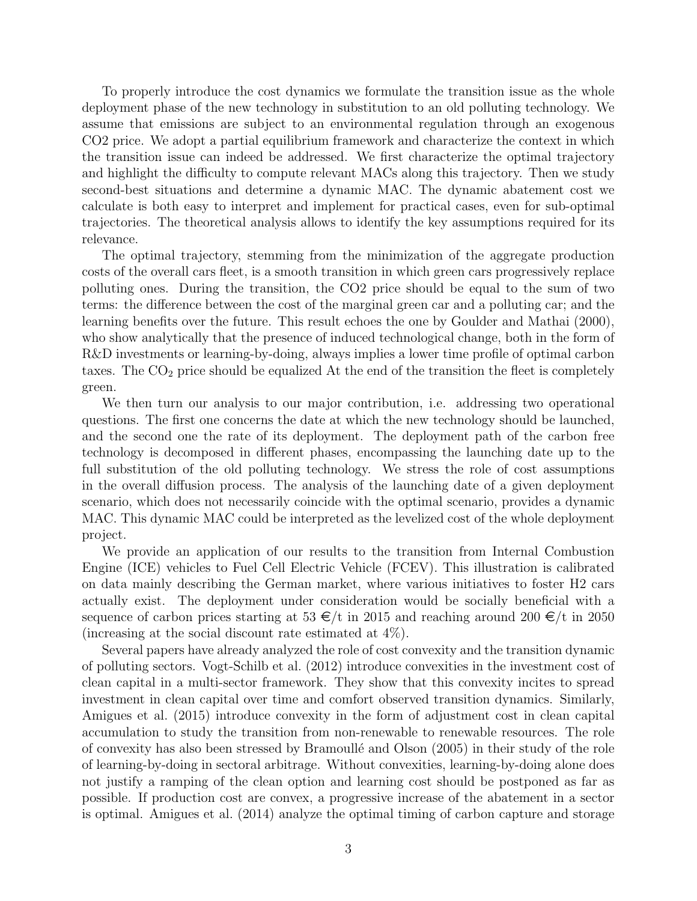To properly introduce the cost dynamics we formulate the transition issue as the whole deployment phase of the new technology in substitution to an old polluting technology. We assume that emissions are subject to an environmental regulation through an exogenous CO2 price. We adopt a partial equilibrium framework and characterize the context in which the transition issue can indeed be addressed. We first characterize the optimal trajectory and highlight the difficulty to compute relevant MACs along this trajectory. Then we study second-best situations and determine a dynamic MAC. The dynamic abatement cost we calculate is both easy to interpret and implement for practical cases, even for sub-optimal trajectories. The theoretical analysis allows to identify the key assumptions required for its relevance.

The optimal trajectory, stemming from the minimization of the aggregate production costs of the overall cars fleet, is a smooth transition in which green cars progressively replace polluting ones. During the transition, the CO2 price should be equal to the sum of two terms: the difference between the cost of the marginal green car and a polluting car; and the learning benefits over the future. This result echoes the one by Goulder and Mathai (2000), who show analytically that the presence of induced technological change, both in the form of R&D investments or learning-by-doing, always implies a lower time profile of optimal carbon taxes. The $CO_2$ price should be equalized At the end of the transition the fleet is completely green.

We then turn our analysis to our major contribution, i.e. addressing two operational questions. The first one concerns the date at which the new technology should be launched, and the second one the rate of its deployment. The deployment path of the carbon free technology is decomposed in different phases, encompassing the launching date up to the full substitution of the old polluting technology. We stress the role of cost assumptions in the overall diffusion process. The analysis of the launching date of a given deployment scenario, which does not necessarily coincide with the optimal scenario, provides a dynamic MAC. This dynamic MAC could be interpreted as the levelized cost of the whole deployment project.

We provide an application of our results to the transition from Internal Combustion Engine (ICE) vehicles to Fuel Cell Electric Vehicle (FCEV). This illustration is calibrated on data mainly describing the German market, where various initiatives to foster H2 cars actually exist. The deployment under consideration would be socially beneficial with a sequence of carbon prices starting at 53 €/t in 2015 and reaching around 200 €/t in 2050 (increasing at the social discount rate estimated at 4%).

Several papers have already analyzed the role of cost convexity and the transition dynamic of polluting sectors. Vogt-Schilb et al. (2012) introduce convexities in the investment cost of clean capital in a multi-sector framework. They show that this convexity incites to spread investment in clean capital over time and comfort observed transition dynamics. Similarly, Amigues et al. (2015) introduce convexity in the form of adjustment cost in clean capital accumulation to study the transition from non-renewable to renewable resources. The role of convexity has also been stressed by Bramoullé and Olson (2005) in their study of the role of learning-by-doing in sectoral arbitrage. Without convexities, learning-by-doing alone does not justify a ramping of the clean option and learning cost should be postponed as far as possible. If production cost are convex, a progressive increase of the abatement in a sector is optimal. Amigues et al. (2014) analyze the optimal timing of carbon capture and storage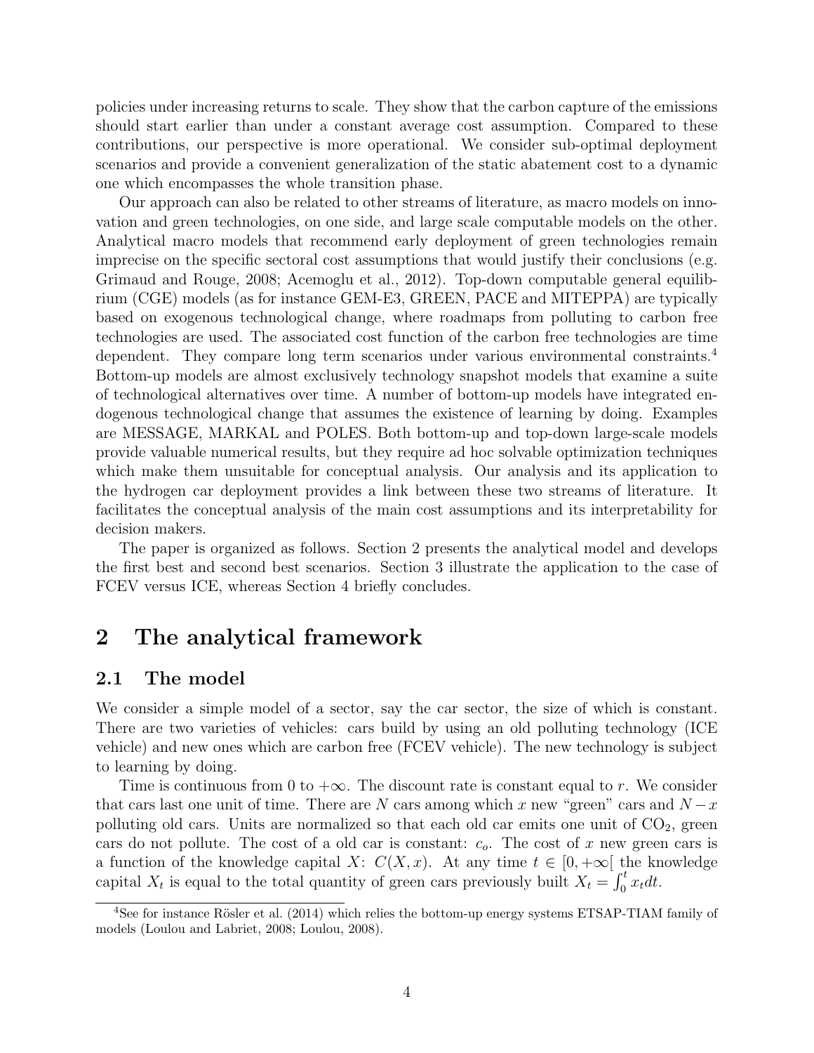policies under increasing returns to scale. They show that the carbon capture of the emissions should start earlier than under a constant average cost assumption. Compared to these contributions, our perspective is more operational. We consider sub-optimal deployment scenarios and provide a convenient generalization of the static abatement cost to a dynamic one which encompasses the whole transition phase.

Our approach can also be related to other streams of literature, as macro models on innovation and green technologies, on one side, and large scale computable models on the other. Analytical macro models that recommend early deployment of green technologies remain imprecise on the specific sectoral cost assumptions that would justify their conclusions (e.g. Grimaud and Rouge, 2008; Acemoglu et al., 2012). Top-down computable general equilibrium (CGE) models (as for instance GEM-E3, GREEN, PACE and MITEPPA) are typically based on exogenous technological change, where roadmaps from polluting to carbon free technologies are used. The associated cost function of the carbon free technologies are time dependent. They compare long term scenarios under various environmental constraints.[4] Bottom-up models are almost exclusively technology snapshot models that examine a suite of technological alternatives over time. A number of bottom-up models have integrated endogenous technological change that assumes the existence of learning by doing. Examples are MESSAGE, MARKAL and POLES. Both bottom-up and top-down large-scale models provide valuable numerical results, but they require ad hoc solvable optimization techniques which make them unsuitable for conceptual analysis. Our analysis and its application to the hydrogen car deployment provides a link between these two streams of literature. It facilitates the conceptual analysis of the main cost assumptions and its interpretability for decision makers.

The paper is organized as follows. Section 2 presents the analytical model and develops the first best and second best scenarios. Section 3 illustrate the application to the case of FCEV versus ICE, whereas Section 4 briefly concludes.

# 2 The analytical framework

## 2.1 The model

We consider a simple model of a sector, say the car sector, the size of which is constant. There are two varieties of vehicles: cars build by using an old polluting technology (ICE vehicle) and new ones which are carbon free (FCEV vehicle). The new technology is subject to learning by doing.

Time is continuous from 0 to $+\infty$. The discount rate is constant equal to $r$. We consider that cars last one unit of time. There are $N$ cars among which $x$ new "green" cars and $N-x$ polluting old cars. Units are normalized so that each old car emits one unit of $CO_2$, green cars do not pollute. The cost of a old car is constant: $c_o$. The cost of $x$ new green cars is a function of the knowledge capital $X$: $C(X,x)$. At any time $t \in [0, +\infty[$ the knowledge capital $X_t$ is equal to the total quantity of green cars previously built $X_t = \int_0^t x_t dt$.

[4] See for instance Rösler et al. (2014) which relies the bottom-up energy systems ETSAP-TIAM family of models (Loulou and Labriet, 2008; Loulou, 2008).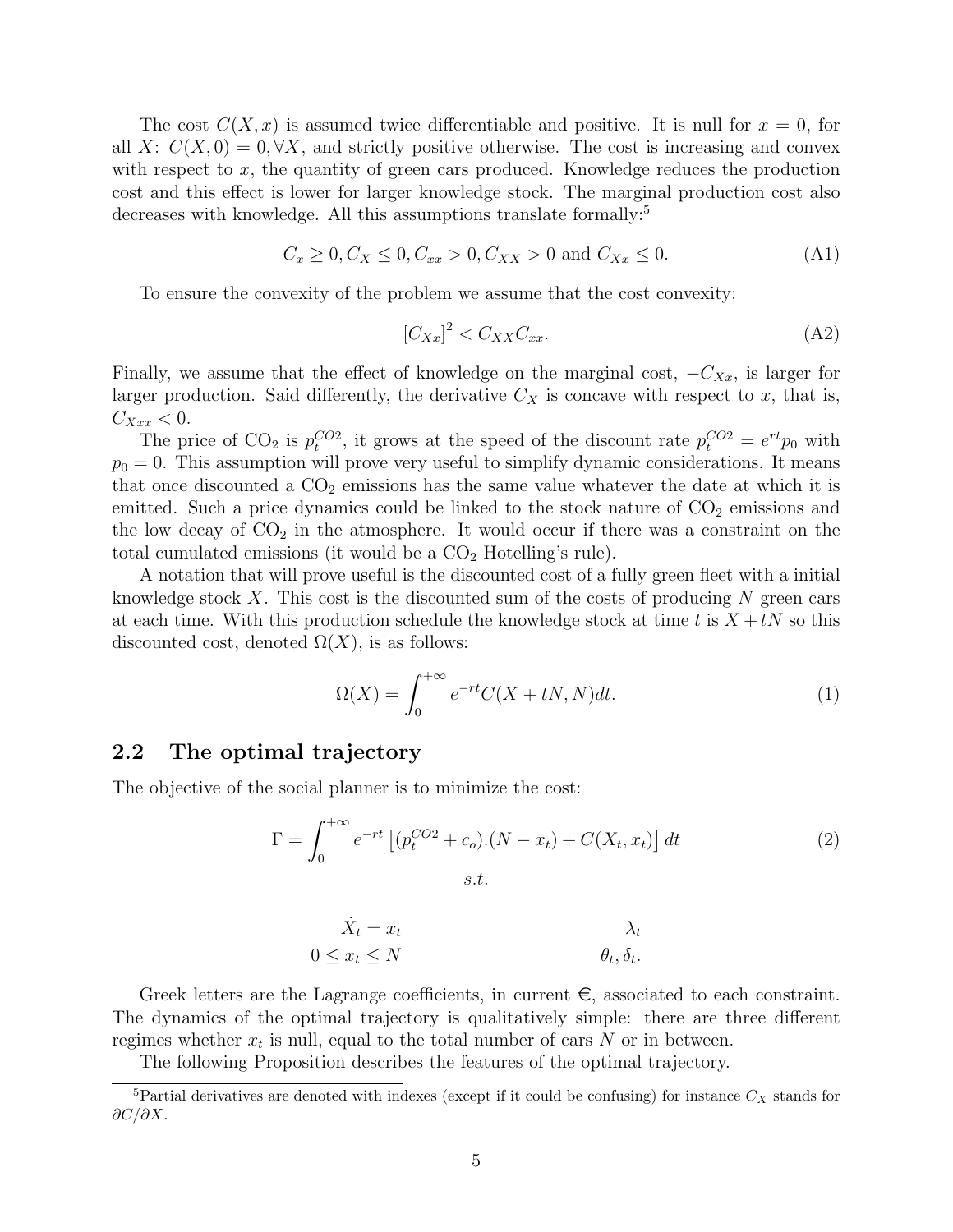The cost $C(X, x)$ is assumed twice differentiable and positive. It is null for $x = 0$, for all $X$: $C(X, 0) = 0, \forall X$, and strictly positive otherwise. The cost is increasing and convex with respect to $x$, the quantity of green cars produced. Knowledge reduces the production cost and this effect is lower for larger knowledge stock. The marginal production cost also decreases with knowledge. All this assumptions translate formally:[5]

$$C_x \geq 0, C_X \leq 0, C_{xx} > 0, C_{XX} > 0 \text{ and } C_{Xx} \leq 0. \tag{A1}$$

To ensure the convexity of the problem we assume that the cost convexity:

$$[C_{Xx}]^2 < C_{XX}C_{xx}. \tag{A2}$$

Finally, we assume that the effect of knowledge on the marginal cost, $-C_{Xx}$, is larger for larger production. Said differently, the derivative $C_X$ is concave with respect to $x$, that is, $C_{Xxx} < 0$.

The price of $CO_2$ is $p_t^{CO2}$, it grows at the speed of the discount rate $p_t^{CO2} = e^{rt}p_0$ with $p_0 = 0$. This assumption will prove very useful to simplify dynamic considerations. It means that once discounted a $CO_2$ emissions has the same value whatever the date at which it is emitted. Such a price dynamics could be linked to the stock nature of $CO_2$ emissions and the low decay of $CO_2$ in the atmosphere. It would occur if there was a constraint on the total cumulated emissions (it would be a $CO_2$ Hotelling's rule).

A notation that will prove useful is the discounted cost of a fully green fleet with a initial knowledge stock $X$. This cost is the discounted sum of the costs of producing $N$ green cars at each time. With this production schedule the knowledge stock at time $t$ is $X + tN$ so this discounted cost, denoted $\Omega(X)$, is as follows:

$$\Omega(X) = \int_0^{+\infty} e^{-rt} C(X + tN, N) dt. \tag{1}$$

## 2.2 The optimal trajectory

The objective of the social planner is to minimize the cost:

$$\Gamma = \int_0^{+\infty} e^{-rt} \left[ (p_t^{CO2} + c_o).(N - x_t) + C(X_t, x_t) \right] dt \tag{2}$$

$$s.t.$$

$$\dot{X}_t = x_t \qquad \lambda_t$$

$$0 \leq x_t \leq N \qquad \theta_t, \delta_t.$$

Greek letters are the Lagrange coefficients, in current €, associated to each constraint. The dynamics of the optimal trajectory is qualitatively simple: there are three different regimes whether $x_t$ is null, equal to the total number of cars $N$ or in between.

The following Proposition describes the features of the optimal trajectory.

[5] Partial derivatives are denoted with indexes (except if it could be confusing) for instance $C_X$ stands for $\partial C / \partial X$.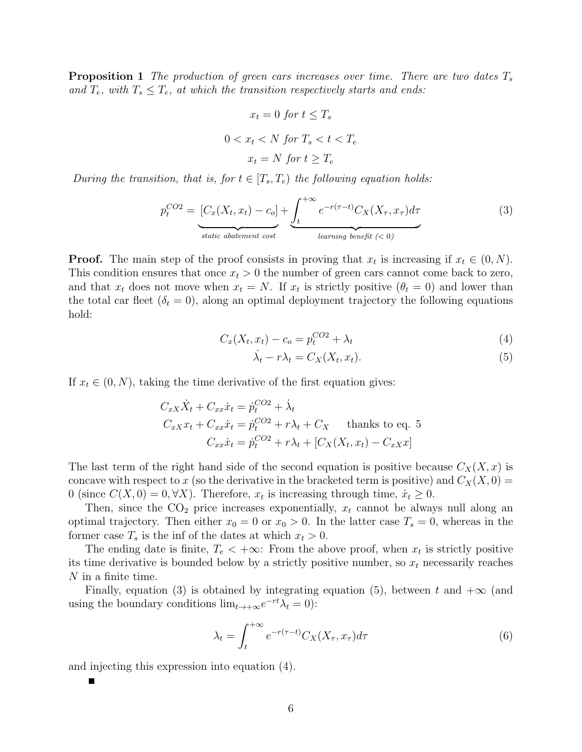**Proposition 1** *The production of green cars increases over time. There are two dates $T_s$ and $T_e$, with $T_s \leq T_e$, at which the transition respectively starts and ends:*

$$x_t = 0 \text{ for } t \leq T_s$$

$$0 < x_t < N \text{ for } T_s < t < T_e$$

$$x_t = N \text{ for } t \geq T_e$$

*During the transition, that is, for $t \in [T_s, T_e)$ the following equation holds:*

$$p_t^{CO2} = \underbrace{[C_x(X_t, x_t) - c_o]}_{\text{static abatement cost}} + \underbrace{\int_t^{+\infty} e^{-r(\tau - t)} C_X(X_\tau, x_\tau) d\tau}_{\text{learning benefit } (<0)} \tag{3}$$

**Proof.** The main step of the proof consists in proving that $x_t$ is increasing if $x_t \in (0, N)$. This condition ensures that once $x_t > 0$ the number of green cars cannot come back to zero, and that $x_t$ does not move when $x_t = N$. If $x_t$ is strictly positive ($\theta_t = 0$) and lower than the total car fleet ($\delta_t = 0$), along an optimal deployment trajectory the following equations hold:

$$C_x(X_t, x_t) - c_o = p_t^{CO2} + \lambda_t \tag{4}$$

$$\dot{\lambda}_t - r\lambda_t = C_X(X_t, x_t). \tag{5}$$

If $x_t \in (0, N)$, taking the time derivative of the first equation gives:

$$\begin{aligned} C_{xX}\dot{X}_t + C_{xx}\dot{x}_t &= \dot{p}_t^{CO2} + \dot{\lambda}_t \\ C_{xX}x_t + C_{xx}\dot{x}_t &= \dot{p}_t^{CO2} + r\lambda_t + C_X \qquad \text{thanks to eq. 5} \\ C_{xx}\dot{x}_t &= \dot{p}_t^{CO2} + r\lambda_t + [C_X(X_t, x_t) - C_{xX}x] \end{aligned}$$

The last term of the right hand side of the second equation is positive because $C_X(X, x)$ is concave with respect to $x$ (so the derivative in the bracketed term is positive) and $C_X(X, 0) = 0$ (since $C(X, 0) = 0, \forall X$). Therefore, $x_t$ is increasing through time, $\dot{x}_t \geq 0$.

Then, since the $CO_2$ price increases exponentially, $x_t$ cannot be always null along an optimal trajectory. Then either $x_0 = 0$ or $x_0 > 0$. In the latter case $T_s = 0$, whereas in the former case $T_s$ is the inf of the dates at which $x_t > 0$.

The ending date is finite, $T_e < +\infty$: From the above proof, when $x_t$ is strictly positive its time derivative is bounded below by a strictly positive number, so $x_t$ necessarily reaches $N$ in a finite time.

Finally, equation (3) is obtained by integrating equation (5), between $t$ and $+\infty$ (and using the boundary conditions $\lim_{t \to +\infty} e^{-rt}\lambda_t = 0$):

$$\lambda_t = \int_t^{+\infty} e^{-r(\tau - t)} C_X(X_\tau, x_\tau) d\tau \tag{6}$$

and injecting this expression into equation (4).

■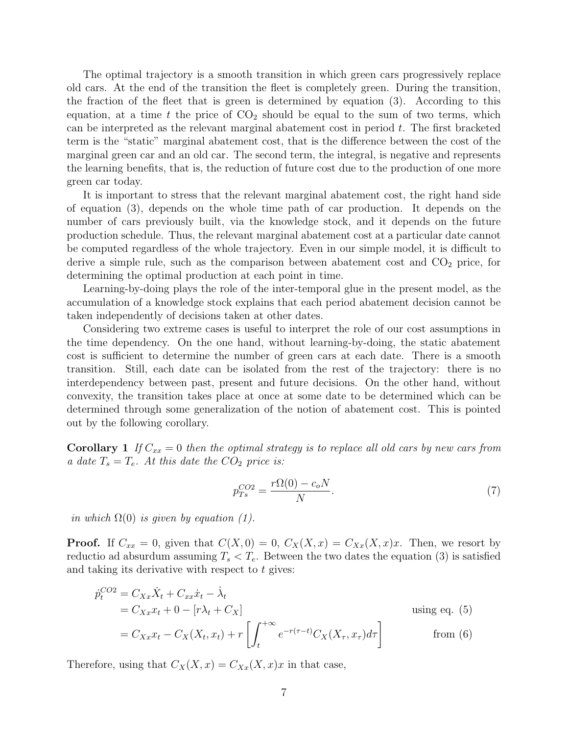The optimal trajectory is a smooth transition in which green cars progressively replace old cars. At the end of the transition the fleet is completely green. During the transition, the fraction of the fleet that is green is determined by equation (3). According to this equation, at a time $t$ the price of $CO_2$ should be equal to the sum of two terms, which can be interpreted as the relevant marginal abatement cost in period $t$. The first bracketed term is the "static" marginal abatement cost, that is the difference between the cost of the marginal green car and an old car. The second term, the integral, is negative and represents the learning benefits, that is, the reduction of future cost due to the production of one more green car today.

It is important to stress that the relevant marginal abatement cost, the right hand side of equation (3), depends on the whole time path of car production. It depends on the number of cars previously built, via the knowledge stock, and it depends on the future production schedule. Thus, the relevant marginal abatement cost at a particular date cannot be computed regardless of the whole trajectory. Even in our simple model, it is difficult to derive a simple rule, such as the comparison between abatement cost and $CO_2$ price, for determining the optimal production at each point in time.

Learning-by-doing plays the role of the inter-temporal glue in the present model, as the accumulation of a knowledge stock explains that each period abatement decision cannot be taken independently of decisions taken at other dates.

Considering two extreme cases is useful to interpret the role of our cost assumptions in the time dependency. On the one hand, without learning-by-doing, the static abatement cost is sufficient to determine the number of green cars at each date. There is a smooth transition. Still, each date can be isolated from the rest of the trajectory: there is no interdependency between past, present and future decisions. On the other hand, without convexity, the transition takes place at once at some date to be determined which can be determined through some generalization of the notion of abatement cost. This is pointed out by the following corollary.

**Corollary 1** *If $C_{xx} = 0$ then the optimal strategy is to replace all old cars by new cars from a date $T_s = T_e$. At this date the $CO_2$ price is:*

$$p_{Ts}^{CO2} = \frac{r\Omega(0) - c_o N}{N}. \tag{7}$$

*in which $\Omega(0)$ is given by equation (1).*

**Proof.** If $C_{xx} = 0$, given that $C(X, 0) = 0$, $C_X(X, x) = C_{Xx}(X, x)x$. Then, we resort by reductio ad absurdum assuming $T_s < T_e$. Between the two dates the equation (3) is satisfied and taking its derivative with respect to $t$ gives:

$$\begin{aligned}
\dot{p}_t^{CO2} &= C_{Xx}\dot{X}_t + C_{xx}\dot{x}_t - \dot{\lambda}_t \\
&= C_{Xx}x_t + 0 - [r\lambda_t + C_X] && \text{using eq. (5)} \\
&= C_{Xx}x_t - C_X(X_t, x_t) + r\left[\int_t^{+\infty} e^{-r(\tau-t)} C_X(X_\tau, x_\tau) d\tau\right] && \text{from (6)}
\end{aligned}$$

Therefore, using that $C_X(X, x) = C_{Xx}(X, x)x$ in that case,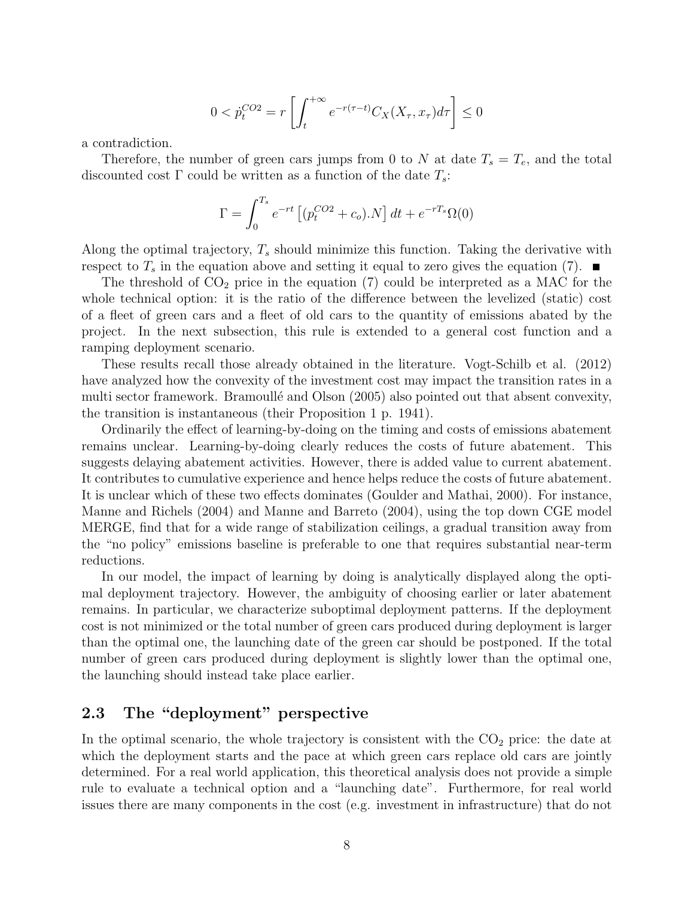$$0 < \dot{p}_t^{CO2} = r \left[ \int_t^{+\infty} e^{-r(\tau - t)} C_X(X_\tau, x_\tau) d\tau \right] \leq 0$$

a contradiction.

Therefore, the number of green cars jumps from 0 to $N$ at date $T_s = T_e$, and the total discounted cost $\Gamma$ could be written as a function of the date $T_s$:

$$\Gamma = \int_0^{T_s} e^{-rt} \left[ (p_t^{CO2} + c_o).N \right] dt + e^{-rT_s} \Omega(0)$$

Along the optimal trajectory, $T_s$ should minimize this function. Taking the derivative with respect to $T_s$ in the equation above and setting it equal to zero gives the equation (7). ■

The threshold of $CO_2$ price in the equation (7) could be interpreted as a MAC for the whole technical option: it is the ratio of the difference between the levelized (static) cost of a fleet of green cars and a fleet of old cars to the quantity of emissions abated by the project. In the next subsection, this rule is extended to a general cost function and a ramping deployment scenario.

These results recall those already obtained in the literature. Vogt-Schilb et al. (2012) have analyzed how the convexity of the investment cost may impact the transition rates in a multi sector framework. Bramoullé and Olson (2005) also pointed out that absent convexity, the transition is instantaneous (their Proposition 1 p. 1941).

Ordinarily the effect of learning-by-doing on the timing and costs of emissions abatement remains unclear. Learning-by-doing clearly reduces the costs of future abatement. This suggests delaying abatement activities. However, there is added value to current abatement. It contributes to cumulative experience and hence helps reduce the costs of future abatement. It is unclear which of these two effects dominates (Goulder and Mathai, 2000). For instance, Manne and Richels (2004) and Manne and Barreto (2004), using the top down CGE model MERGE, find that for a wide range of stabilization ceilings, a gradual transition away from the "no policy" emissions baseline is preferable to one that requires substantial near-term reductions.

In our model, the impact of learning by doing is analytically displayed along the optimal deployment trajectory. However, the ambiguity of choosing earlier or later abatement remains. In particular, we characterize suboptimal deployment patterns. If the deployment cost is not minimized or the total number of green cars produced during deployment is larger than the optimal one, the launching date of the green car should be postponed. If the total number of green cars produced during deployment is slightly lower than the optimal one, the launching should instead take place earlier.

### 2.3 The "deployment" perspective

In the optimal scenario, the whole trajectory is consistent with the $CO_2$ price: the date at which the deployment starts and the pace at which green cars replace old cars are jointly determined. For a real world application, this theoretical analysis does not provide a simple rule to evaluate a technical option and a "launching date". Furthermore, for real world issues there are many components in the cost (e.g. investment in infrastructure) that do not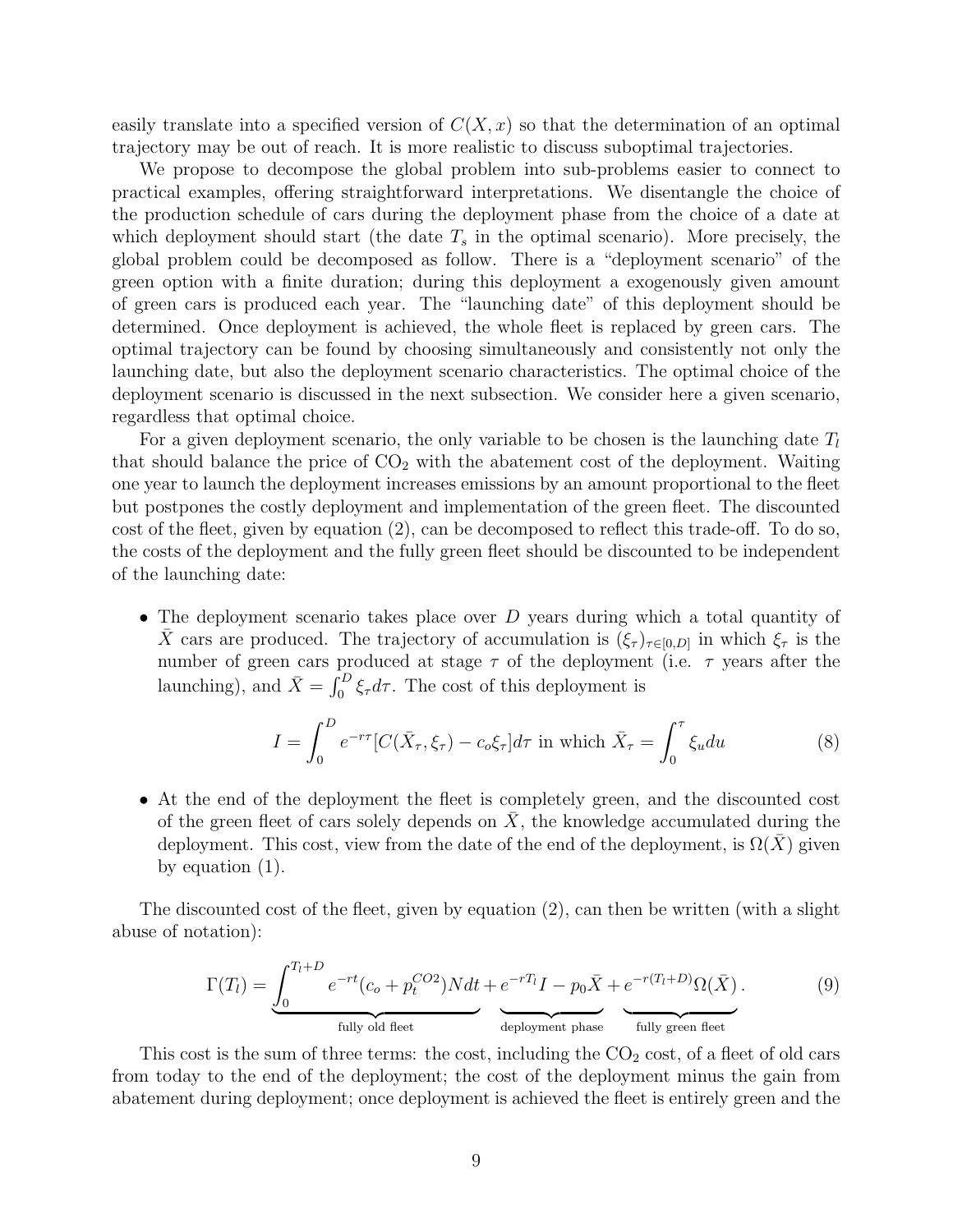easily translate into a specified version of $C(X, x)$ so that the determination of an optimal trajectory may be out of reach. It is more realistic to discuss suboptimal trajectories.

We propose to decompose the global problem into sub-problems easier to connect to practical examples, offering straightforward interpretations. We disentangle the choice of the production schedule of cars during the deployment phase from the choice of a date at which deployment should start (the date $T_s$ in the optimal scenario). More precisely, the global problem could be decomposed as follow. There is a "deployment scenario" of the green option with a finite duration; during this deployment a exogenously given amount of green cars is produced each year. The "launching date" of this deployment should be determined. Once deployment is achieved, the whole fleet is replaced by green cars. The optimal trajectory can be found by choosing simultaneously and consistently not only the launching date, but also the deployment scenario characteristics. The optimal choice of the deployment scenario is discussed in the next subsection. We consider here a given scenario, regardless that optimal choice.

For a given deployment scenario, the only variable to be chosen is the launching date $T_l$ that should balance the price of $CO_2$ with the abatement cost of the deployment. Waiting one year to launch the deployment increases emissions by an amount proportional to the fleet but postpones the costly deployment and implementation of the green fleet. The discounted cost of the fleet, given by equation (2), can be decomposed to reflect this trade-off. To do so, the costs of the deployment and the fully green fleet should be discounted to be independent of the launching date:

- The deployment scenario takes place over $D$ years during which a total quantity of $\bar{X}$ cars are produced. The trajectory of accumulation is $(\xi_\tau)_{\tau\in[0,D]}$ in which $\xi_\tau$ is the number of green cars produced at stage $\tau$ of the deployment (i.e. $\tau$ years after the launching), and $\bar{X} = \int_0^D \xi_\tau d\tau$. The cost of this deployment is

$$I = \int_0^D e^{-r\tau}[C(\bar{X}_\tau, \xi_\tau) - c_o\xi_\tau]d\tau \text{ in which } \bar{X}_\tau = \int_0^\tau \xi_u du \tag{8}$$

- At the end of the deployment the fleet is completely green, and the discounted cost of the green fleet of cars solely depends on $\bar{X}$, the knowledge accumulated during the deployment. This cost, view from the date of the end of the deployment, is $\Omega(\bar{X})$ given by equation (1).

The discounted cost of the fleet, given by equation (2), can then be written (with a slight abuse of notation):

$$\Gamma(T_l) = \underbrace{\int_0^{T_l+D} e^{-rt}(c_o + p_t^{CO2})N dt}_{\text{fully old fleet}} + \underbrace{e^{-rT_l}I - p_0\bar{X}}_{\text{deployment phase}} + \underbrace{e^{-r(T_l+D)}\Omega(\bar{X})}_{\text{fully green fleet}}. \tag{9}$$

This cost is the sum of three terms: the cost, including the $CO_2$ cost, of a fleet of old cars from today to the end of the deployment; the cost of the deployment minus the gain from abatement during deployment; once deployment is achieved the fleet is entirely green and the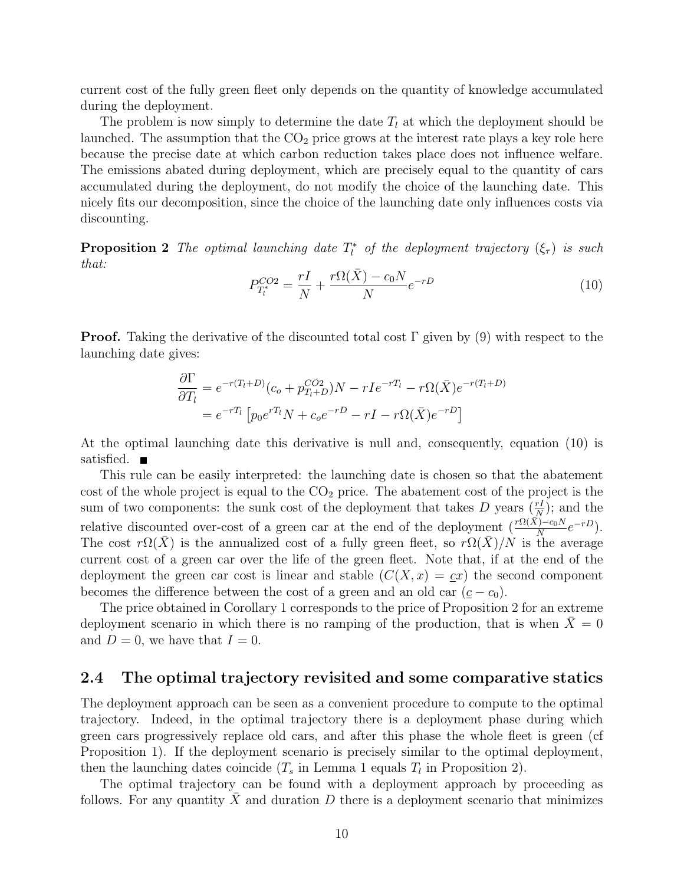current cost of the fully green fleet only depends on the quantity of knowledge accumulated during the deployment.

The problem is now simply to determine the date $T_l$ at which the deployment should be launched. The assumption that the $CO_2$ price grows at the interest rate plays a key role here because the precise date at which carbon reduction takes place does not influence welfare. The emissions abated during deployment, which are precisely equal to the quantity of cars accumulated during the deployment, do not modify the choice of the launching date. This nicely fits our decomposition, since the choice of the launching date only influences costs via discounting.

**Proposition 2** *The optimal launching date $T_l^*$ of the deployment trajectory $(\xi_\tau)$ is such that:*

$$P_{T_l^*}^{CO2} = \frac{rI}{N} + \frac{r\Omega(\bar{X}) - c_0 N}{N} e^{-rD} \tag{10}$$

**Proof.** Taking the derivative of the discounted total cost $\Gamma$ given by (9) with respect to the launching date gives:

$$\begin{aligned}
\frac{\partial \Gamma}{\partial T_l} &= e^{-r(T_l+D)}(c_o + p_{T_l+D}^{CO2})N - rIe^{-rT_l} - r\Omega(\bar{X})e^{-r(T_l+D)} \\
&= e^{-rT_l}\left[p_0 e^{rT_l} N + c_o e^{-rD} - rI - r\Omega(\bar{X})e^{-rD}\right]
\end{aligned}$$

At the optimal launching date this derivative is null and, consequently, equation (10) is satisfied. ■

This rule can be easily interpreted: the launching date is chosen so that the abatement cost of the whole project is equal to the $CO_2$ price. The abatement cost of the project is the sum of two components: the sunk cost of the deployment that takes $D$ years ($\frac{rI}{N}$); and the relative discounted over-cost of a green car at the end of the deployment ($\frac{r\Omega(\bar{X})-c_0 N}{N}e^{-rD}$). The cost $r\Omega(\bar{X})$ is the annualized cost of a fully green fleet, so $r\Omega(\bar{X})/N$ is the average current cost of a green car over the life of the green fleet. Note that, if at the end of the deployment the green car cost is linear and stable ($C(X, x) = \underline{c}x$) the second component becomes the difference between the cost of a green and an old car ($\underline{c} - c_0$).

The price obtained in Corollary 1 corresponds to the price of Proposition 2 for an extreme deployment scenario in which there is no ramping of the production, that is when $\bar{X} = 0$ and $D = 0$, we have that $I = 0$.

## 2.4 The optimal trajectory revisited and some comparative statics

The deployment approach can be seen as a convenient procedure to compute to the optimal trajectory. Indeed, in the optimal trajectory there is a deployment phase during which green cars progressively replace old cars, and after this phase the whole fleet is green (cf Proposition 1). If the deployment scenario is precisely similar to the optimal deployment, then the launching dates coincide ($T_s$ in Lemma 1 equals $T_l$ in Proposition 2).

The optimal trajectory can be found with a deployment approach by proceeding as follows. For any quantity $\bar{X}$ and duration $D$ there is a deployment scenario that minimizes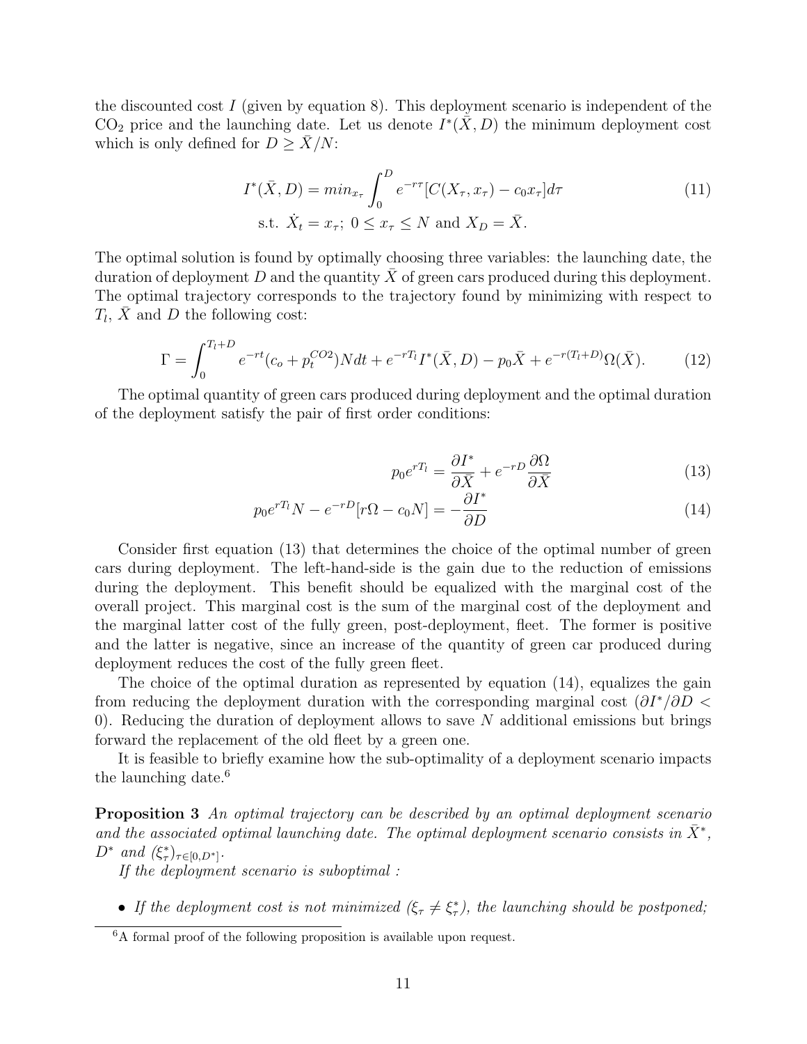the discounted cost $I$ (given by equation 8). This deployment scenario is independent of the $CO_2$ price and the launching date. Let us denote $I^*(\bar{X}, D)$ the minimum deployment cost which is only defined for $D \geq \bar{X}/N$:

$$I^*(\bar{X}, D) = min_{x_\tau} \int_0^D e^{-r\tau}[C(X_\tau, x_\tau) - c_0 x_\tau] d\tau \tag{11}$$
$$\text{s.t. } \dot{X}_t = x_\tau;\ 0 \leq x_\tau \leq N \text{ and } X_D = \bar{X}.$$

The optimal solution is found by optimally choosing three variables: the launching date, the duration of deployment $D$ and the quantity $\bar{X}$ of green cars produced during this deployment. The optimal trajectory corresponds to the trajectory found by minimizing with respect to $T_l$, $\bar{X}$ and $D$ the following cost:

$$\Gamma = \int_0^{T_l+D} e^{-rt}(c_o + p_t^{CO2})N dt + e^{-rT_l} I^*(\bar{X}, D) - p_0 \bar{X} + e^{-r(T_l+D)} \Omega(\bar{X}). \tag{12}$$

The optimal quantity of green cars produced during deployment and the optimal duration of the deployment satisfy the pair of first order conditions:

$$p_0 e^{rT_l} = \frac{\partial I^*}{\partial \bar{X}} + e^{-rD} \frac{\partial \Omega}{\partial \bar{X}} \tag{13}$$

$$p_0 e^{rT_l} N - e^{-rD}[r\Omega - c_0 N] = -\frac{\partial I^*}{\partial D} \tag{14}$$

Consider first equation (13) that determines the choice of the optimal number of green cars during deployment. The left-hand-side is the gain due to the reduction of emissions during the deployment. This benefit should be equalized with the marginal cost of the overall project. This marginal cost is the sum of the marginal cost of the deployment and the marginal latter cost of the fully green, post-deployment, fleet. The former is positive and the latter is negative, since an increase of the quantity of green car produced during deployment reduces the cost of the fully green fleet.

The choice of the optimal duration as represented by equation (14), equalizes the gain from reducing the deployment duration with the corresponding marginal cost ($\partial I^*/\partial D < 0$). Reducing the duration of deployment allows to save $N$ additional emissions but brings forward the replacement of the old fleet by a green one.

It is feasible to briefly examine how the sub-optimality of a deployment scenario impacts the launching date.[6]

**Proposition 3** *An optimal trajectory can be described by an optimal deployment scenario and the associated optimal launching date. The optimal deployment scenario consists in $\bar{X}^*$, $D^*$ and $(\xi_\tau^*)_{\tau \in [0, D^*]}$.*

*If the deployment scenario is suboptimal :*

- *If the deployment cost is not minimized ($\xi_\tau \neq \xi_\tau^*$), the launching should be postponed;*

[6] A formal proof of the following proposition is available upon request.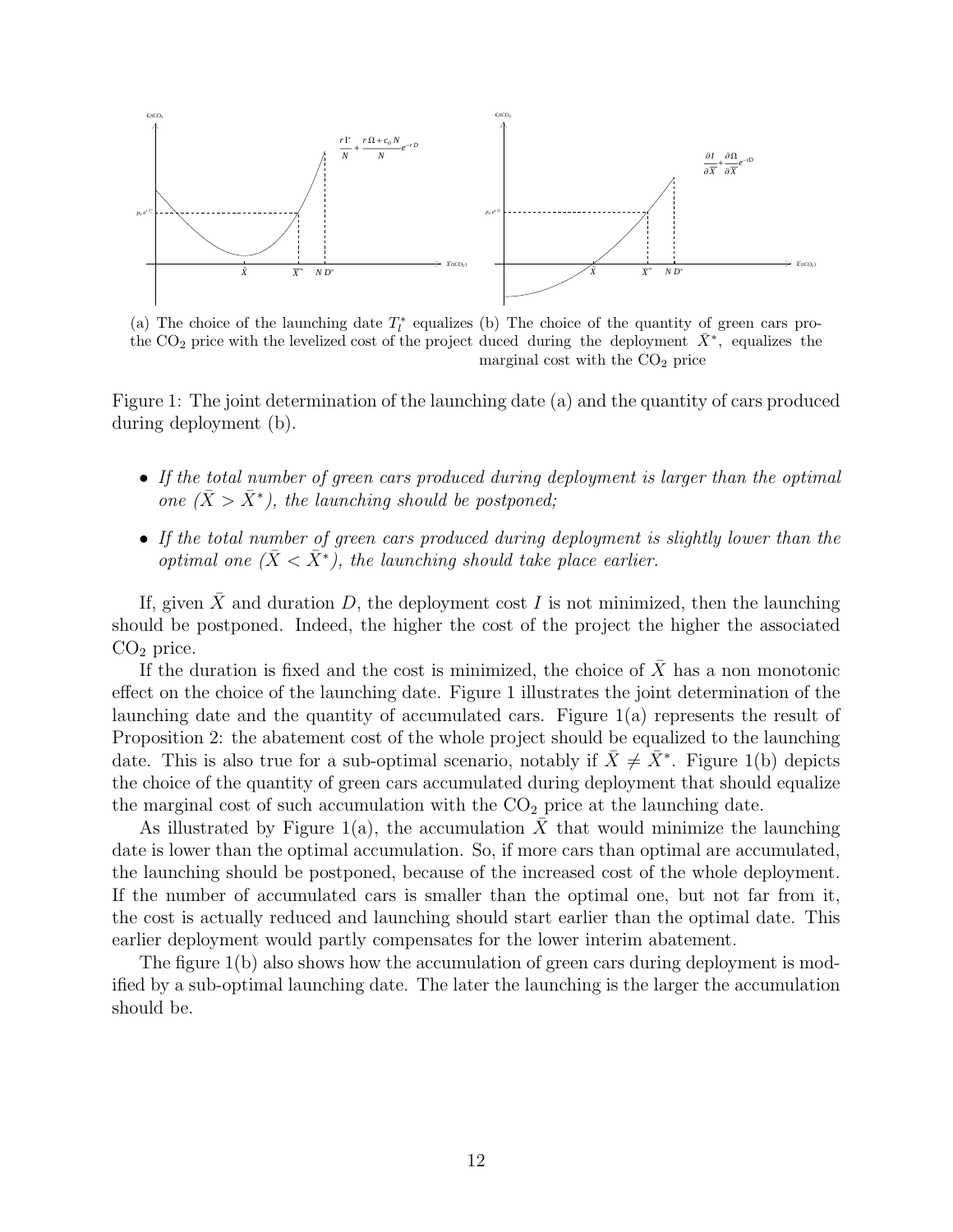(a) The choice of the launching date $T_l^*$ equalizes the $CO_2$ price with the levelized cost of the project

(b) The choice of the quantity of green cars produced during the deployment $\bar{X}^*$, equalizes the marginal cost with the $CO_2$ price

Figure 1: The joint determination of the launching date (a) and the quantity of cars produced during deployment (b).

- *If the total number of green cars produced during deployment is larger than the optimal one ($\bar{X} > \bar{X}^*$), the launching should be postponed;*
- *If the total number of green cars produced during deployment is slightly lower than the optimal one ($\bar{X} < \bar{X}^*$), the launching should take place earlier.*

If, given $\bar{X}$ and duration $D$, the deployment cost $I$ is not minimized, then the launching should be postponed. Indeed, the higher the cost of the project the higher the associated $CO_2$ price.

If the duration is fixed and the cost is minimized, the choice of $\bar{X}$ has a non monotonic effect on the choice of the launching date. Figure 1 illustrates the joint determination of the launching date and the quantity of accumulated cars. Figure 1(a) represents the result of Proposition 2: the abatement cost of the whole project should be equalized to the launching date. This is also true for a sub-optimal scenario, notably if $\bar{X} \neq \bar{X}^*$. Figure 1(b) depicts the choice of the quantity of green cars accumulated during deployment that should equalize the marginal cost of such accumulation with the $CO_2$ price at the launching date.

As illustrated by Figure 1(a), the accumulation $\tilde{X}$ that would minimize the launching date is lower than the optimal accumulation. So, if more cars than optimal are accumulated, the launching should be postponed, because of the increased cost of the whole deployment. If the number of accumulated cars is smaller than the optimal one, but not far from it, the cost is actually reduced and launching should start earlier than the optimal date. This earlier deployment would partly compensates for the lower interim abatement.

The figure 1(b) also shows how the accumulation of green cars during deployment is modified by a sub-optimal launching date. The later the launching is the larger the accumulation should be.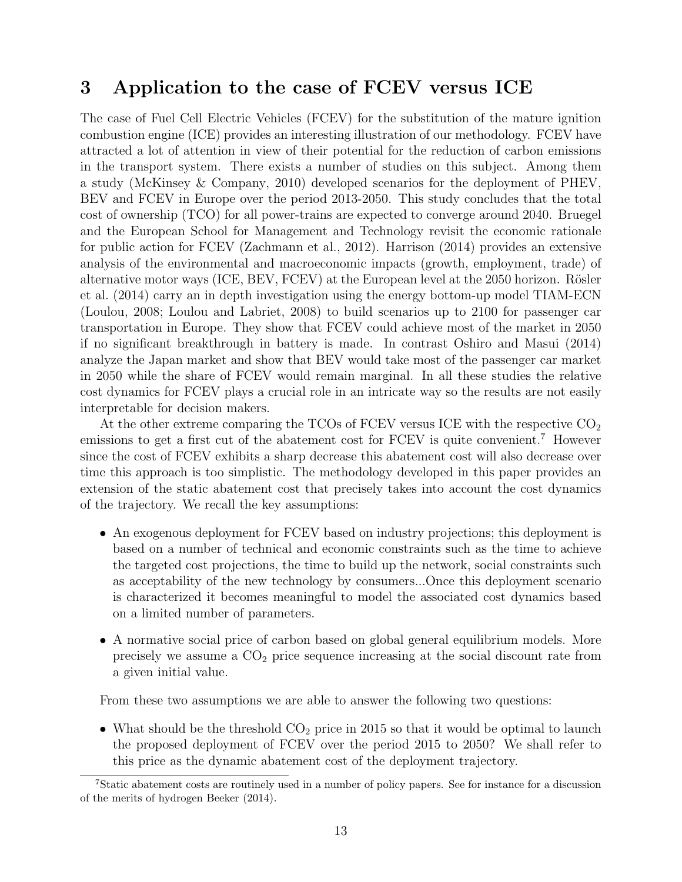## 3 Application to the case of FCEV versus ICE

The case of Fuel Cell Electric Vehicles (FCEV) for the substitution of the mature ignition combustion engine (ICE) provides an interesting illustration of our methodology. FCEV have attracted a lot of attention in view of their potential for the reduction of carbon emissions in the transport system. There exists a number of studies on this subject. Among them a study (McKinsey & Company, 2010) developed scenarios for the deployment of PHEV, BEV and FCEV in Europe over the period 2013-2050. This study concludes that the total cost of ownership (TCO) for all power-trains are expected to converge around 2040. Bruegel and the European School for Management and Technology revisit the economic rationale for public action for FCEV (Zachmann et al., 2012). Harrison (2014) provides an extensive analysis of the environmental and macroeconomic impacts (growth, employment, trade) of alternative motor ways (ICE, BEV, FCEV) at the European level at the 2050 horizon. Rösler et al. (2014) carry an in depth investigation using the energy bottom-up model TIAM-ECN (Loulou, 2008; Loulou and Labriet, 2008) to build scenarios up to 2100 for passenger car transportation in Europe. They show that FCEV could achieve most of the market in 2050 if no significant breakthrough in battery is made. In contrast Oshiro and Masui (2014) analyze the Japan market and show that BEV would take most of the passenger car market in 2050 while the share of FCEV would remain marginal. In all these studies the relative cost dynamics for FCEV plays a crucial role in an intricate way so the results are not easily interpretable for decision makers.

At the other extreme comparing the TCOs of FCEV versus ICE with the respective $CO_2$ emissions to get a first cut of the abatement cost for FCEV is quite convenient.[7] However since the cost of FCEV exhibits a sharp decrease this abatement cost will also decrease over time this approach is too simplistic. The methodology developed in this paper provides an extension of the static abatement cost that precisely takes into account the cost dynamics of the trajectory. We recall the key assumptions:

- An exogenous deployment for FCEV based on industry projections; this deployment is based on a number of technical and economic constraints such as the time to achieve the targeted cost projections, the time to build up the network, social constraints such as acceptability of the new technology by consumers...Once this deployment scenario is characterized it becomes meaningful to model the associated cost dynamics based on a limited number of parameters.
- A normative social price of carbon based on global general equilibrium models. More precisely we assume a $CO_2$ price sequence increasing at the social discount rate from a given initial value.

From these two assumptions we are able to answer the following two questions:

- What should be the threshold $CO_2$ price in 2015 so that it would be optimal to launch the proposed deployment of FCEV over the period 2015 to 2050? We shall refer to this price as the dynamic abatement cost of the deployment trajectory.

[7] Static abatement costs are routinely used in a number of policy papers. See for instance for a discussion of the merits of hydrogen Beeker (2014).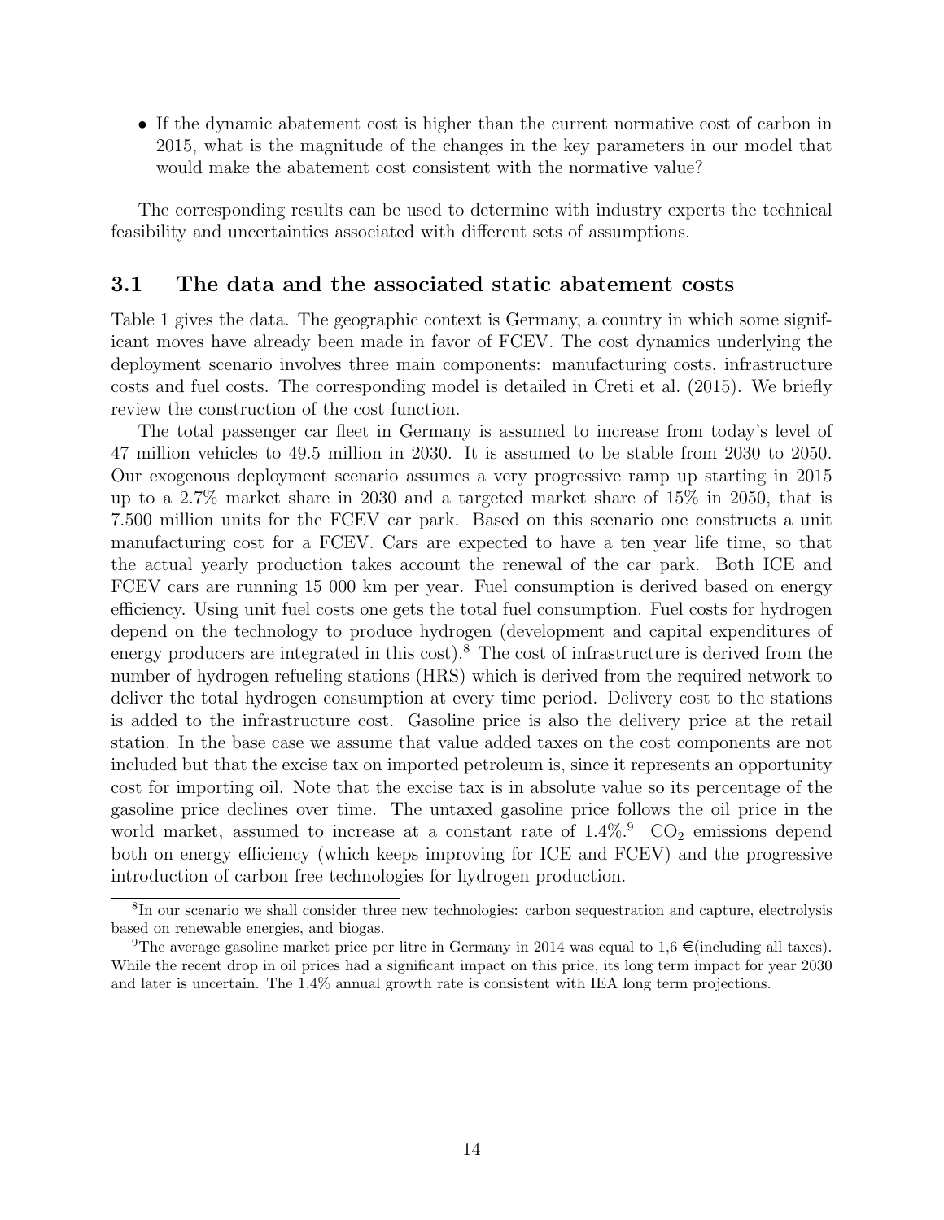- If the dynamic abatement cost is higher than the current normative cost of carbon in 2015, what is the magnitude of the changes in the key parameters in our model that would make the abatement cost consistent with the normative value?

The corresponding results can be used to determine with industry experts the technical feasibility and uncertainties associated with different sets of assumptions.

### 3.1 The data and the associated static abatement costs

Table 1 gives the data. The geographic context is Germany, a country in which some significant moves have already been made in favor of FCEV. The cost dynamics underlying the deployment scenario involves three main components: manufacturing costs, infrastructure costs and fuel costs. The corresponding model is detailed in Creti et al. (2015). We briefly review the construction of the cost function.

The total passenger car fleet in Germany is assumed to increase from today's level of 47 million vehicles to 49.5 million in 2030. It is assumed to be stable from 2030 to 2050. Our exogenous deployment scenario assumes a very progressive ramp up starting in 2015 up to a 2.7% market share in 2030 and a targeted market share of 15% in 2050, that is 7.500 million units for the FCEV car park. Based on this scenario one constructs a unit manufacturing cost for a FCEV. Cars are expected to have a ten year life time, so that the actual yearly production takes account the renewal of the car park. Both ICE and FCEV cars are running 15 000 km per year. Fuel consumption is derived based on energy efficiency. Using unit fuel costs one gets the total fuel consumption. Fuel costs for hydrogen depend on the technology to produce hydrogen (development and capital expenditures of energy producers are integrated in this cost).[8] The cost of infrastructure is derived from the number of hydrogen refueling stations (HRS) which is derived from the required network to deliver the total hydrogen consumption at every time period. Delivery cost to the stations is added to the infrastructure cost. Gasoline price is also the delivery price at the retail station. In the base case we assume that value added taxes on the cost components are not included but that the excise tax on imported petroleum is, since it represents an opportunity cost for importing oil. Note that the excise tax is in absolute value so its percentage of the gasoline price declines over time. The untaxed gasoline price follows the oil price in the world market, assumed to increase at a constant rate of 1.4%.[9] $CO_2$ emissions depend both on energy efficiency (which keeps improving for ICE and FCEV) and the progressive introduction of carbon free technologies for hydrogen production.

[8] In our scenario we shall consider three new technologies: carbon sequestration and capture, electrolysis based on renewable energies, and biogas.

[9] The average gasoline market price per litre in Germany in 2014 was equal to 1,6 €(including all taxes). While the recent drop in oil prices had a significant impact on this price, its long term impact for year 2030 and later is uncertain. The 1.4% annual growth rate is consistent with IEA long term projections.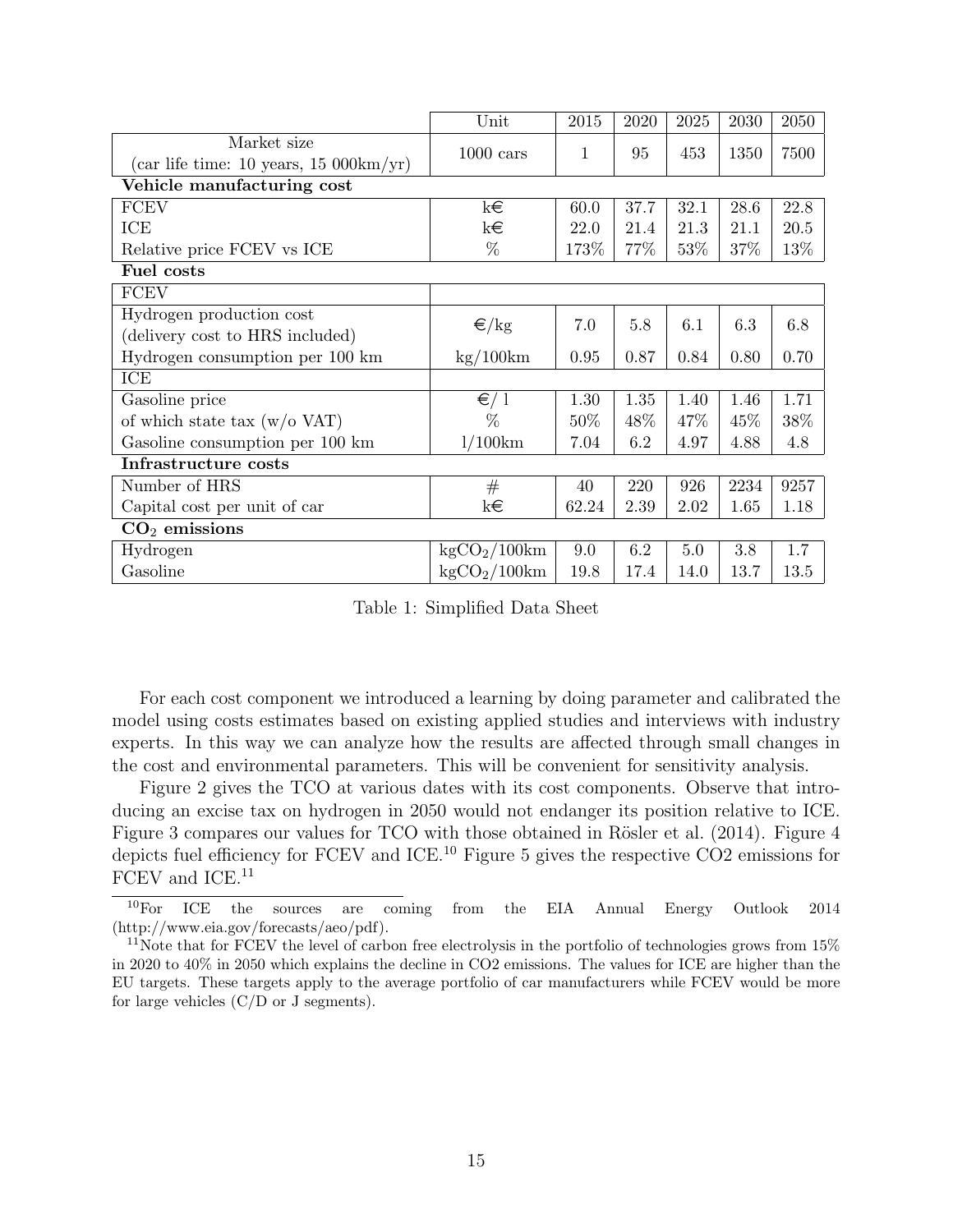| | Unit | 2015 | 2020 | 2025 | 2030 | 2050 |
|---|---|---|---|---|---|---|
| Market size (car life time: 10 years, 15 000km/yr) | 1000 cars | 1 | 95 | 453 | 1350 | 7500 |
| **Vehicle manufacturing cost** | | | | | | |
| FCEV | k€ | 60.0 | 37.7 | 32.1 | 28.6 | 22.8 |
| ICE | k€ | 22.0 | 21.4 | 21.3 | 21.1 | 20.5 |
| Relative price FCEV vs ICE | % | 173% | 77% | 53% | 37% | 13% |
| **Fuel costs** | | | | | | |
| FCEV | | | | | | |
| Hydrogen production cost (delivery cost to HRS included) | €/kg | 7.0 | 5.8 | 6.1 | 6.3 | 6.8 |
| Hydrogen consumption per 100 km | kg/100km | 0.95 | 0.87 | 0.84 | 0.80 | 0.70 |
| ICE | | | | | | |
| Gasoline price | €/ l | 1.30 | 1.35 | 1.40 | 1.46 | 1.71 |
| of which state tax (w/o VAT) | % | 50% | 48% | 47% | 45% | 38% |
| Gasoline consumption per 100 km | l/100km | 7.04 | 6.2 | 4.97 | 4.88 | 4.8 |
| **Infrastructure costs** | | | | | | |
| Number of HRS | # | 40 | 220 | 926 | 2234 | 9257 |
| Capital cost per unit of car | k€ | 62.24 | 2.39 | 2.02 | 1.65 | 1.18 |
| **$CO_2$ emissions** | | | | | | |
| Hydrogen | $kgCO_2/100km$ | 9.0 | 6.2 | 5.0 | 3.8 | 1.7 |
| Gasoline | $kgCO_2/100km$ | 19.8 | 17.4 | 14.0 | 13.7 | 13.5 |

Table 1: Simplified Data Sheet

For each cost component we introduced a learning by doing parameter and calibrated the model using costs estimates based on existing applied studies and interviews with industry experts. In this way we can analyze how the results are affected through small changes in the cost and environmental parameters. This will be convenient for sensitivity analysis.

Figure 2 gives the TCO at various dates with its cost components. Observe that introducing an excise tax on hydrogen in 2050 would not endanger its position relative to ICE. Figure 3 compares our values for TCO with those obtained in Rösler et al. (2014). Figure 4 depicts fuel efficiency for FCEV and ICE.[10] Figure 5 gives the respective CO2 emissions for FCEV and ICE.[11]

[10] For ICE the sources are coming from the EIA Annual Energy Outlook 2014 (http://www.eia.gov/forecasts/aeo/pdf).

[11] Note that for FCEV the level of carbon free electrolysis in the portfolio of technologies grows from 15% in 2020 to 40% in 2050 which explains the decline in CO2 emissions. The values for ICE are higher than the EU targets. These targets apply to the average portfolio of car manufacturers while FCEV would be more for large vehicles (C/D or J segments).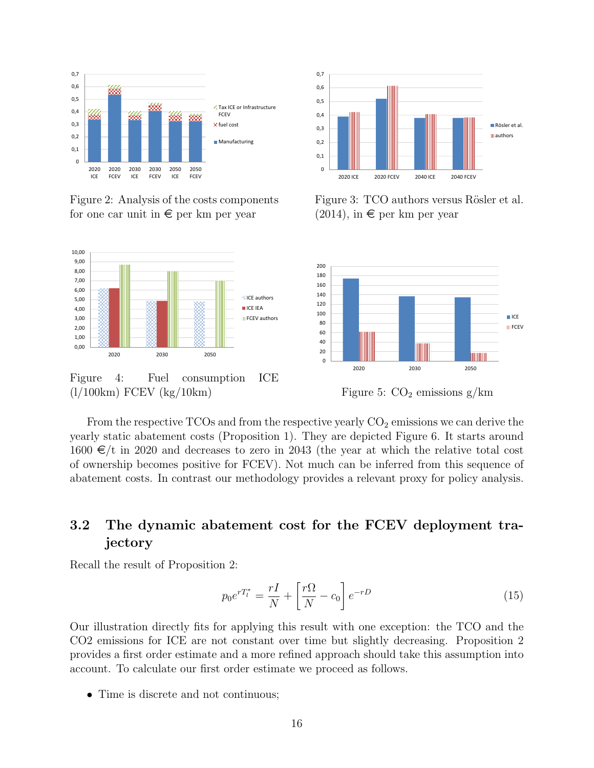Figure 2: Analysis of the costs components for one car unit in € per km per year

Figure 3: TCO authors versus Rösler et al. (2014), in € per km per year

Figure 4: Fuel consumption ICE (l/100km) FCEV (kg/10km)

Figure 5: $CO_2$ emissions g/km

From the respective TCOs and from the respective yearly $CO_2$ emissions we can derive the yearly static abatement costs (Proposition 1). They are depicted Figure 6. It starts around 1600 €/t in 2020 and decreases to zero in 2043 (the year at which the relative total cost of ownership becomes positive for FCEV). Not much can be inferred from this sequence of abatement costs. In contrast our methodology provides a relevant proxy for policy analysis.

## 3.2 The dynamic abatement cost for the FCEV deployment trajectory

Recall the result of Proposition 2:

$$p_0 e^{rT_l^*} = \frac{rI}{N} + \left[\frac{r\Omega}{N} - c_0\right] e^{-rD} \tag{15}$$

Our illustration directly fits for applying this result with one exception: the TCO and the CO2 emissions for ICE are not constant over time but slightly decreasing. Proposition 2 provides a first order estimate and a more refined approach should take this assumption into account. To calculate our first order estimate we proceed as follows.

- Time is discrete and not continuous;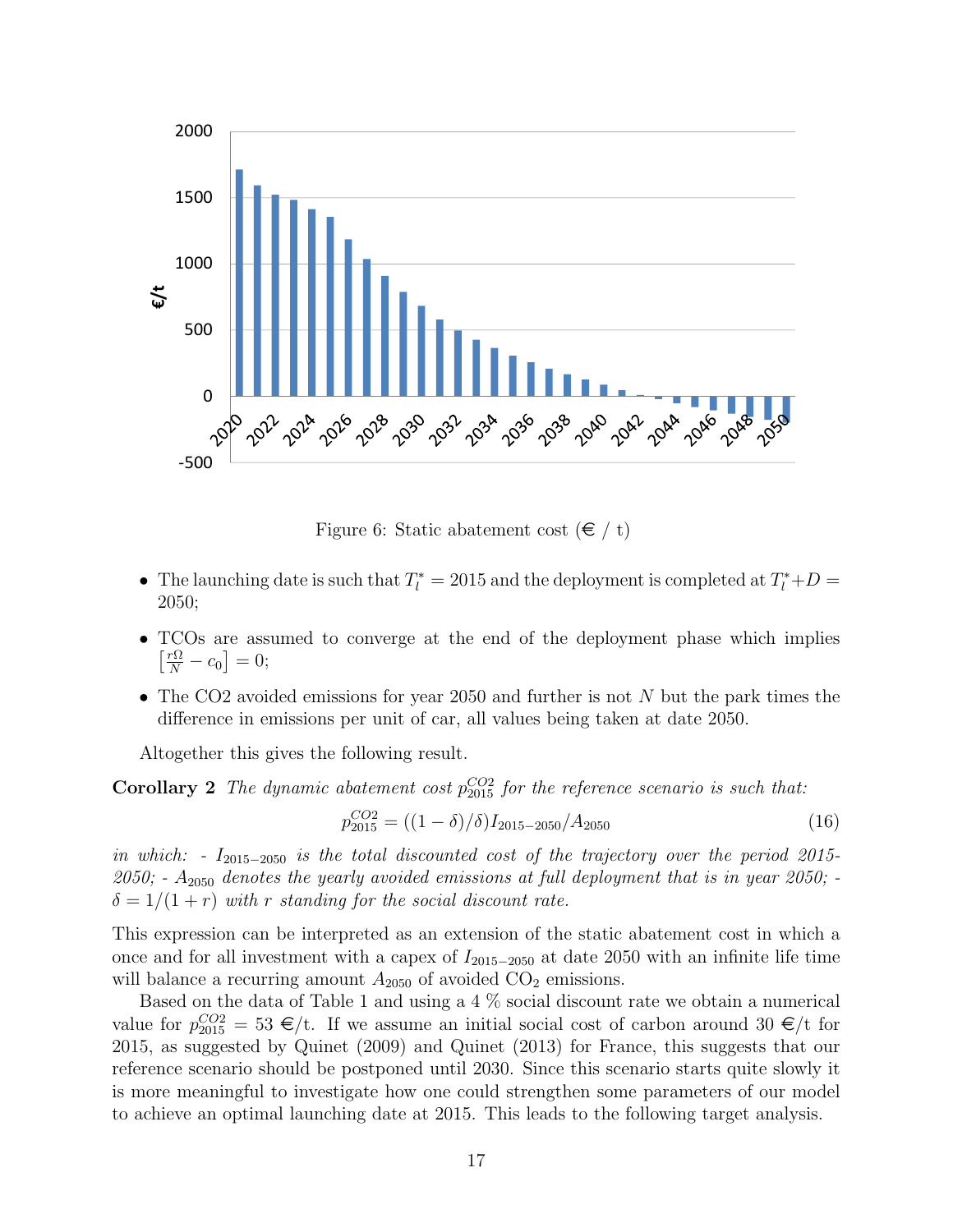Figure 6: Static abatement cost (€ / t)

- The launching date is such that $T_l^* = 2015$ and the deployment is completed at $T_l^* + D = 2050$;
- TCOs are assumed to converge at the end of the deployment phase which implies $\left[\frac{r\Omega}{N} - c_0\right] = 0$;
- The CO2 avoided emissions for year 2050 and further is not $N$ but the park times the difference in emissions per unit of car, all values being taken at date 2050.

Altogether this gives the following result.

**Corollary 2** *The dynamic abatement cost $p_{2015}^{CO2}$ for the reference scenario is such that:*

$$p_{2015}^{CO2} = ((1 - \delta)/\delta) I_{2015-2050}/A_{2050} \tag{16}$$

*in which: - $I_{2015-2050}$ is the total discounted cost of the trajectory over the period 2015-2050; - $A_{2050}$ denotes the yearly avoided emissions at full deployment that is in year 2050; - $\delta = 1/(1 + r)$ with $r$ standing for the social discount rate.*

This expression can be interpreted as an extension of the static abatement cost in which a once and for all investment with a capex of $I_{2015-2050}$ at date 2050 with an infinite life time will balance a recurring amount $A_{2050}$ of avoided $CO_2$ emissions.

Based on the data of Table 1 and using a 4 % social discount rate we obtain a numerical value for $p_{2015}^{CO2} = 53$ €/t. If we assume an initial social cost of carbon around 30 €/t for 2015, as suggested by Quinet (2009) and Quinet (2013) for France, this suggests that our reference scenario should be postponed until 2030. Since this scenario starts quite slowly it is more meaningful to investigate how one could strengthen some parameters of our model to achieve an optimal launching date at 2015. This leads to the following target analysis.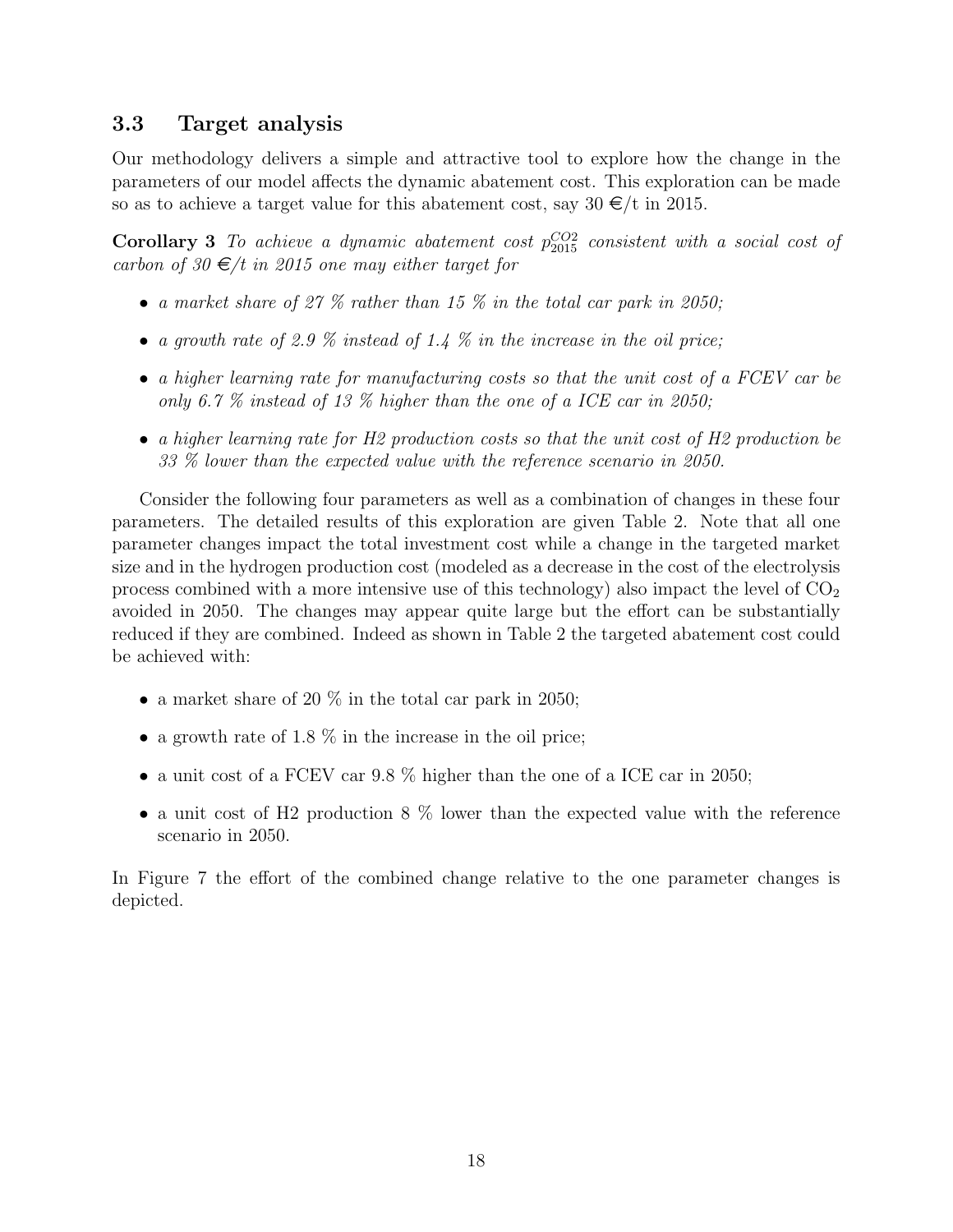### 3.3 Target analysis

Our methodology delivers a simple and attractive tool to explore how the change in the parameters of our model affects the dynamic abatement cost. This exploration can be made so as to achieve a target value for this abatement cost, say 30 €/t in 2015.

**Corollary 3** *To achieve a dynamic abatement cost $p_{2015}^{CO2}$ consistent with a social cost of carbon of 30 €/t in 2015 one may either target for*

- *a market share of 27 % rather than 15 % in the total car park in 2050;*
- *a growth rate of 2.9 % instead of 1.4 % in the increase in the oil price;*
- *a higher learning rate for manufacturing costs so that the unit cost of a FCEV car be only 6.7 % instead of 13 % higher than the one of a ICE car in 2050;*
- *a higher learning rate for H2 production costs so that the unit cost of H2 production be 33 % lower than the expected value with the reference scenario in 2050.*

Consider the following four parameters as well as a combination of changes in these four parameters. The detailed results of this exploration are given Table 2. Note that all one parameter changes impact the total investment cost while a change in the targeted market size and in the hydrogen production cost (modeled as a decrease in the cost of the electrolysis process combined with a more intensive use of this technology) also impact the level of $CO_2$ avoided in 2050. The changes may appear quite large but the effort can be substantially reduced if they are combined. Indeed as shown in Table 2 the targeted abatement cost could be achieved with:

- a market share of 20 % in the total car park in 2050;
- a growth rate of 1.8 % in the increase in the oil price;
- a unit cost of a FCEV car 9.8 % higher than the one of a ICE car in 2050;
- a unit cost of H2 production 8 % lower than the expected value with the reference scenario in 2050.

In Figure 7 the effort of the combined change relative to the one parameter changes is depicted.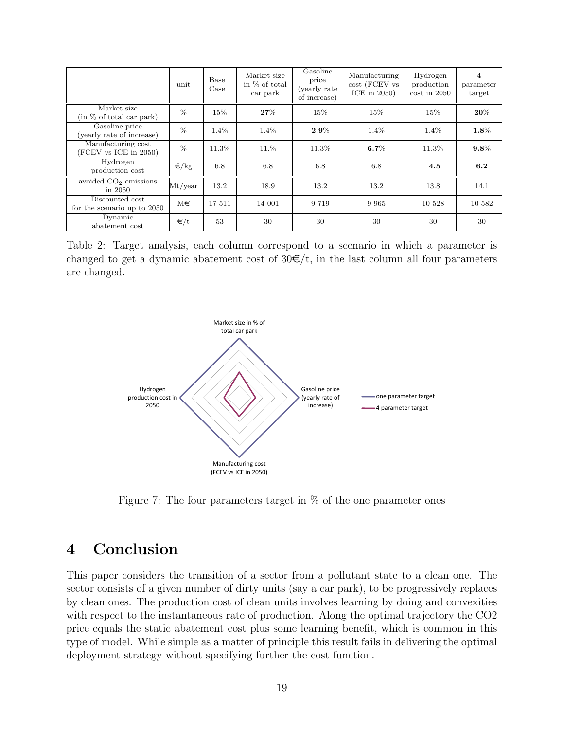|  | unit | Base Case | Market size in % of total car park | Gasoline price (yearly rate of increase) | Manufacturing cost (FCEV vs ICE in 2050) | Hydrogen production cost in 2050 | 4 parameter target |
|---|---|---|---|---|---|---|---|
| Market size (in % of total car park) | % | 15% | **27**% | 15% | 15% | 15% | **20**% |
| Gasoline price (yearly rate of increase) | % | 1.4% | 1.4% | **2.9**% | 1.4% | 1.4% | **1.8**% |
| Manufacturing cost (FCEV vs ICE in 2050) | % | 11.3% | 11.% | 11.3% | **6.7**% | 11.3% | **9.8**% |
| Hydrogen production cost | €/kg | 6.8 | 6.8 | 6.8 | 6.8 | **4.5** | **6.2** |
| avoided $CO_2$ emissions in 2050 | Mt/year | 13.2 | 18.9 | 13.2 | 13.2 | 13.8 | 14.1 |
| Discounted cost for the scenario up to 2050 | M€ | 17 511 | 14 001 | 9 719 | 9 965 | 10 528 | 10 582 |
| Dynamic abatement cost | €/t | 53 | 30 | 30 | 30 | 30 | 30 |

Table 2: Target analysis, each column correspond to a scenario in which a parameter is changed to get a dynamic abatement cost of 30€/t, in the last column all four parameters are changed.

Figure 7: The four parameters target in % of the one parameter ones

# 4 Conclusion

This paper considers the transition of a sector from a pollutant state to a clean one. The sector consists of a given number of dirty units (say a car park), to be progressively replaces by clean ones. The production cost of clean units involves learning by doing and convexities with respect to the instantaneous rate of production. Along the optimal trajectory the CO2 price equals the static abatement cost plus some learning benefit, which is common in this type of model. While simple as a matter of principle this result fails in delivering the optimal deployment strategy without specifying further the cost function.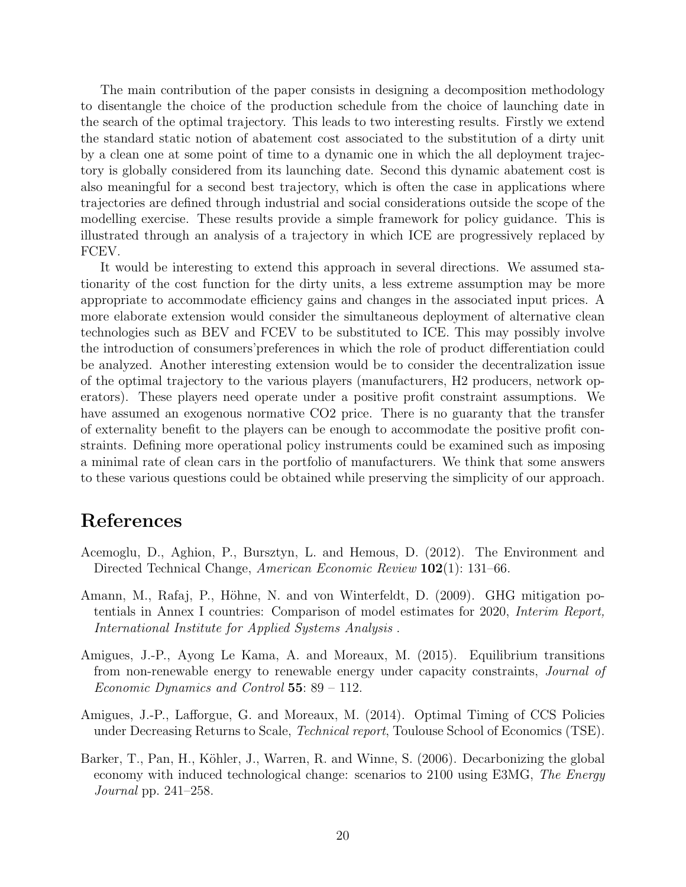The main contribution of the paper consists in designing a decomposition methodology to disentangle the choice of the production schedule from the choice of launching date in the search of the optimal trajectory. This leads to two interesting results. Firstly we extend the standard static notion of abatement cost associated to the substitution of a dirty unit by a clean one at some point of time to a dynamic one in which the all deployment trajectory is globally considered from its launching date. Second this dynamic abatement cost is also meaningful for a second best trajectory, which is often the case in applications where trajectories are defined through industrial and social considerations outside the scope of the modelling exercise. These results provide a simple framework for policy guidance. This is illustrated through an analysis of a trajectory in which ICE are progressively replaced by FCEV.

It would be interesting to extend this approach in several directions. We assumed stationarity of the cost function for the dirty units, a less extreme assumption may be more appropriate to accommodate efficiency gains and changes in the associated input prices. A more elaborate extension would consider the simultaneous deployment of alternative clean technologies such as BEV and FCEV to be substituted to ICE. This may possibly involve the introduction of consumers'preferences in which the role of product differentiation could be analyzed. Another interesting extension would be to consider the decentralization issue of the optimal trajectory to the various players (manufacturers, H2 producers, network operators). These players need operate under a positive profit constraint assumptions. We have assumed an exogenous normative CO2 price. There is no guaranty that the transfer of externality benefit to the players can be enough to accommodate the positive profit constraints. Defining more operational policy instruments could be examined such as imposing a minimal rate of clean cars in the portfolio of manufacturers. We think that some answers to these various questions could be obtained while preserving the simplicity of our approach.

# References

Acemoglu, D., Aghion, P., Bursztyn, L. and Hemous, D. (2012). The Environment and Directed Technical Change, *American Economic Review* **102**(1): 131–66.

Amann, M., Rafaj, P., Höhne, N. and von Winterfeldt, D. (2009). GHG mitigation potentials in Annex I countries: Comparison of model estimates for 2020, *Interim Report, International Institute for Applied Systems Analysis* .

Amigues, J.-P., Ayong Le Kama, A. and Moreaux, M. (2015). Equilibrium transitions from non-renewable energy to renewable energy under capacity constraints, *Journal of Economic Dynamics and Control* **55**: 89 – 112.

Amigues, J.-P., Lafforgue, G. and Moreaux, M. (2014). Optimal Timing of CCS Policies under Decreasing Returns to Scale, *Technical report*, Toulouse School of Economics (TSE).

Barker, T., Pan, H., Köhler, J., Warren, R. and Winne, S. (2006). Decarbonizing the global economy with induced technological change: scenarios to 2100 using E3MG, *The Energy Journal* pp. 241–258.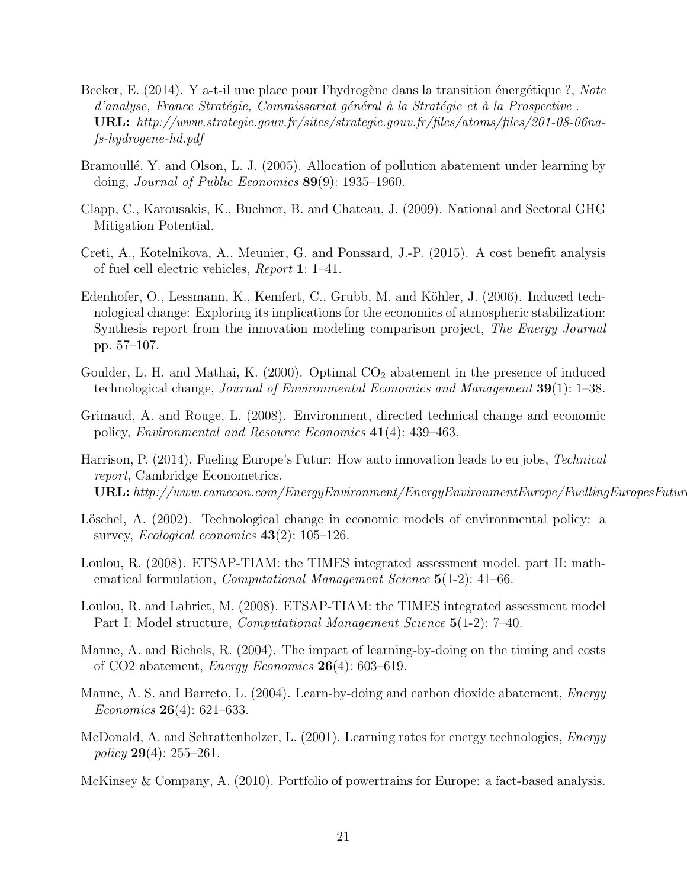Beeker, E. (2014). Y a-t-il une place pour l'hydrogène dans la transition énergétique ?, *Note d'analyse, France Stratégie, Commissariat général à la Stratégie et à la Prospective* .
**URL:** *http://www.strategie.gouv.fr/sites/strategie.gouv.fr/files/atoms/files/201-08-06na-fs-hydrogene-hd.pdf*

Bramoullé, Y. and Olson, L. J. (2005). Allocation of pollution abatement under learning by doing, *Journal of Public Economics* **89**(9): 1935–1960.

Clapp, C., Karousakis, K., Buchner, B. and Chateau, J. (2009). National and Sectoral GHG Mitigation Potential.

Creti, A., Kotelnikova, A., Meunier, G. and Ponssard, J.-P. (2015). A cost benefit analysis of fuel cell electric vehicles, *Report* **1**: 1–41.

Edenhofer, O., Lessmann, K., Kemfert, C., Grubb, M. and Köhler, J. (2006). Induced technological change: Exploring its implications for the economics of atmospheric stabilization: Synthesis report from the innovation modeling comparison project, *The Energy Journal* pp. 57–107.

Goulder, L. H. and Mathai, K. (2000). Optimal $CO_2$ abatement in the presence of induced technological change, *Journal of Environmental Economics and Management* **39**(1): 1–38.

Grimaud, A. and Rouge, L. (2008). Environment, directed technical change and economic policy, *Environmental and Resource Economics* **41**(4): 439–463.

Harrison, P. (2014). Fueling Europe's Futur: How auto innovation leads to eu jobs, *Technical report*, Cambridge Econometrics.
**URL:** *http://www.camecon.com/EnergyEnvironment/EnergyEnvironmentEurope/FuellingEuropesFutur*

Löschel, A. (2002). Technological change in economic models of environmental policy: a survey, *Ecological economics* **43**(2): 105–126.

Loulou, R. (2008). ETSAP-TIAM: the TIMES integrated assessment model. part II: mathematical formulation, *Computational Management Science* **5**(1-2): 41–66.

Loulou, R. and Labriet, M. (2008). ETSAP-TIAM: the TIMES integrated assessment model Part I: Model structure, *Computational Management Science* **5**(1-2): 7–40.

Manne, A. and Richels, R. (2004). The impact of learning-by-doing on the timing and costs of CO2 abatement, *Energy Economics* **26**(4): 603–619.

Manne, A. S. and Barreto, L. (2004). Learn-by-doing and carbon dioxide abatement, *Energy Economics* **26**(4): 621–633.

McDonald, A. and Schrattenholzer, L. (2001). Learning rates for energy technologies, *Energy policy* **29**(4): 255–261.

McKinsey & Company, A. (2010). Portfolio of powertrains for Europe: a fact-based analysis.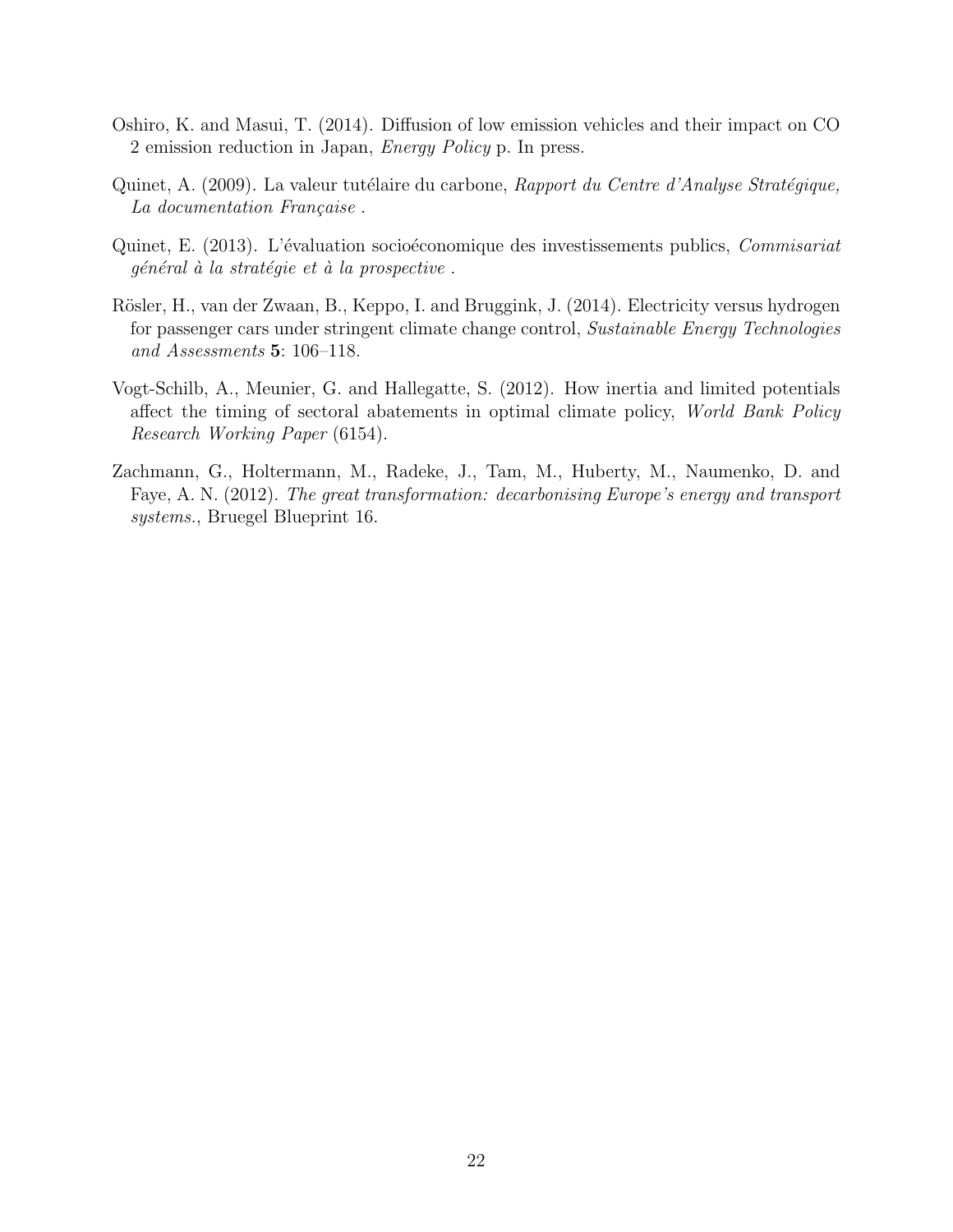Oshiro, K. and Masui, T. (2014). Diffusion of low emission vehicles and their impact on CO 2 emission reduction in Japan, *Energy Policy* p. In press.

Quinet, A. (2009). La valeur tutélaire du carbone, *Rapport du Centre d'Analyse Stratégique, La documentation Française* .

Quinet, E. (2013). L'évaluation socioéconomique des investissements publics, *Commisariat général à la stratégie et à la prospective* .

Rösler, H., van der Zwaan, B., Keppo, I. and Bruggink, J. (2014). Electricity versus hydrogen for passenger cars under stringent climate change control, *Sustainable Energy Technologies and Assessments* **5**: 106–118.

Vogt-Schilb, A., Meunier, G. and Hallegatte, S. (2012). How inertia and limited potentials affect the timing of sectoral abatements in optimal climate policy, *World Bank Policy Research Working Paper* (6154).

Zachmann, G., Holtermann, M., Radeke, J., Tam, M., Huberty, M., Naumenko, D. and Faye, A. N. (2012). *The great transformation: decarbonising Europe's energy and transport systems.*, Bruegel Blueprint 16.